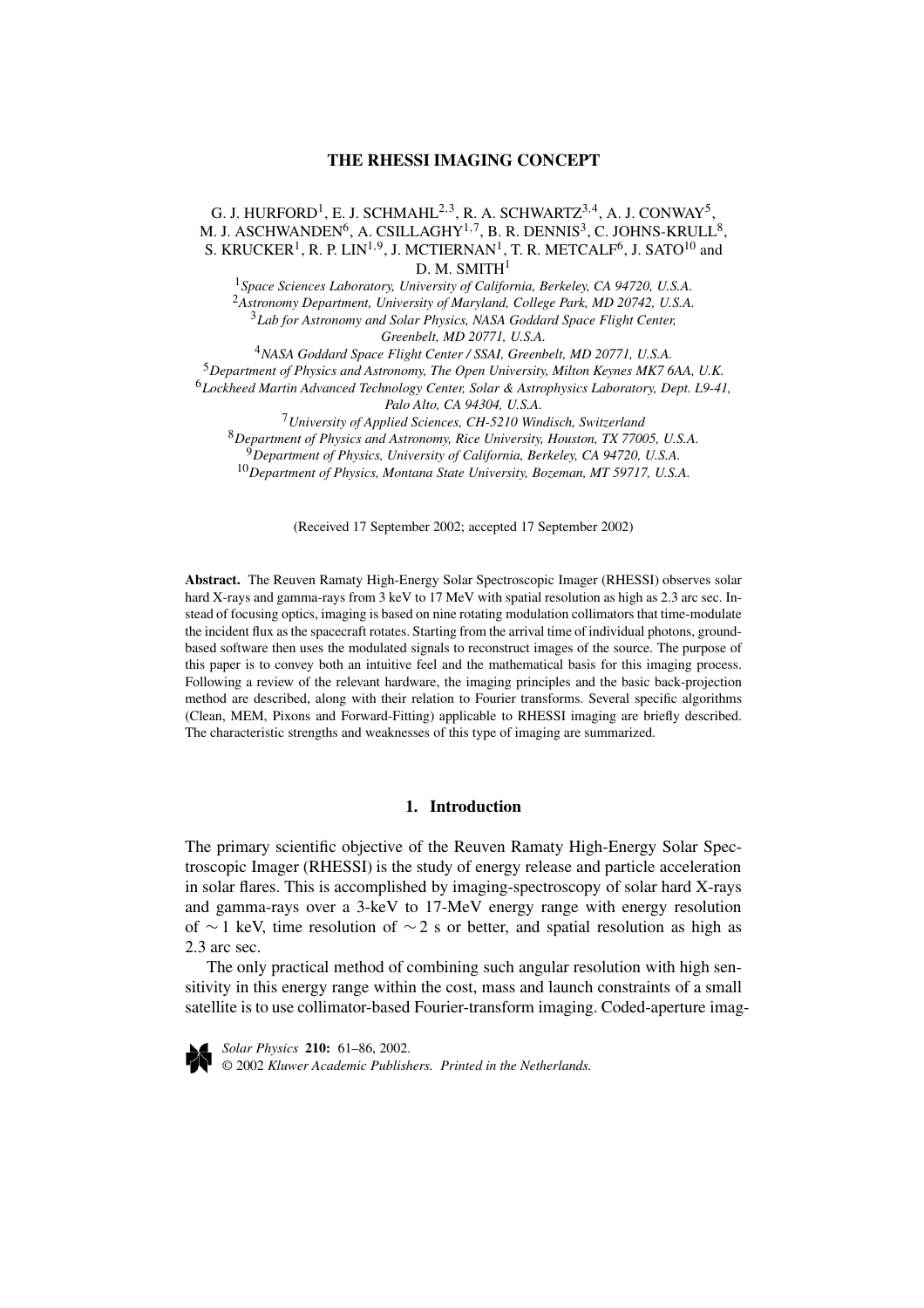# THE RHESSI IMAGING CONCEPT

G. J. HURFORD[1], E. J. SCHMAHL[2,3], R. A. SCHWARTZ[3,4], A. J. CONWAY[5], M. J. ASCHWANDEN[6], A. CSILLAGHY[1,7], B. R. DENNIS[3], C. JOHNS-KRULL[8], S. KRUCKER[1], R. P. LIN[1,9], J. MCTIERNAN[1], T. R. METCALF[6], J. SATO[10] and D. M. SMITH[1]

[1]*Space Sciences Laboratory, University of California, Berkeley, CA 94720, U.S.A.*
[2]*Astronomy Department, University of Maryland, College Park, MD 20742, U.S.A.*
[3]*Lab for Astronomy and Solar Physics, NASA Goddard Space Flight Center, Greenbelt, MD 20771, U.S.A.*
[4]*NASA Goddard Space Flight Center / SSAI, Greenbelt, MD 20771, U.S.A.*
[5]*Department of Physics and Astronomy, The Open University, Milton Keynes MK7 6AA, U.K.*
[6]*Lockheed Martin Advanced Technology Center, Solar & Astrophysics Laboratory, Dept. L9-41, Palo Alto, CA 94304, U.S.A.*
[7]*University of Applied Sciences, CH-5210 Windisch, Switzerland*
[8]*Department of Physics and Astronomy, Rice University, Houston, TX 77005, U.S.A.*
[9]*Department of Physics, University of California, Berkeley, CA 94720, U.S.A.*
[10]*Department of Physics, Montana State University, Bozeman, MT 59717, U.S.A.*

(Received 17 September 2002; accepted 17 September 2002)

**Abstract.** The Reuven Ramaty High-Energy Solar Spectroscopic Imager (RHESSI) observes solar hard X-rays and gamma-rays from 3 keV to 17 MeV with spatial resolution as high as 2.3 arc sec. Instead of focusing optics, imaging is based on nine rotating modulation collimators that time-modulate the incident flux as the spacecraft rotates. Starting from the arrival time of individual photons, ground-based software then uses the modulated signals to reconstruct images of the source. The purpose of this paper is to convey both an intuitive feel and the mathematical basis for this imaging process. Following a review of the relevant hardware, the imaging principles and the basic back-projection method are described, along with their relation to Fourier transforms. Several specific algorithms (Clean, MEM, Pixons and Forward-Fitting) applicable to RHESSI imaging are briefly described. The characteristic strengths and weaknesses of this type of imaging are summarized.

## 1. Introduction

The primary scientific objective of the Reuven Ramaty High-Energy Solar Spectroscopic Imager (RHESSI) is the study of energy release and particle acceleration in solar flares. This is accomplished by imaging-spectroscopy of solar hard X-rays and gamma-rays over a 3-keV to 17-MeV energy range with energy resolution of $\sim 1$ keV, time resolution of $\sim 2$ s or better, and spatial resolution as high as 2.3 arc sec.

The only practical method of combining such angular resolution with high sensitivity in this energy range within the cost, mass and launch constraints of a small satellite is to use collimator-based Fourier-transform imaging. Coded-aperture imag-

*Solar Physics* **210:** 61–86, 2002.
© 2002 *Kluwer Academic Publishers. Printed in the Netherlands.*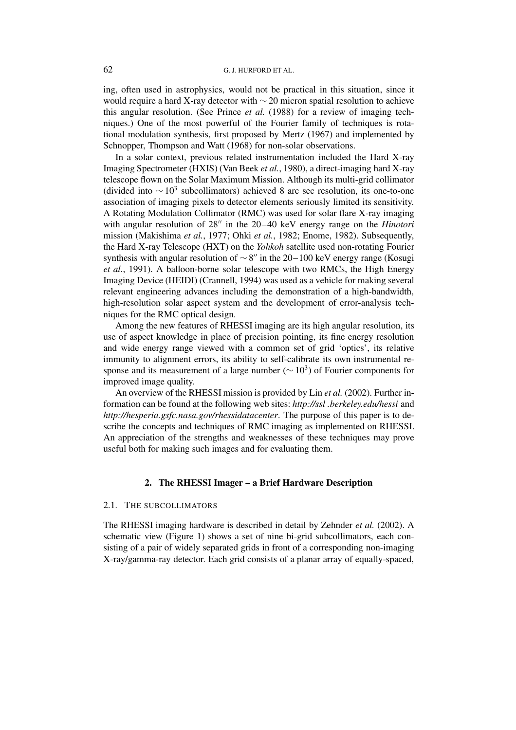ing, often used in astrophysics, would not be practical in this situation, since it would require a hard X-ray detector with $\sim 20$ micron spatial resolution to achieve this angular resolution. (See Prince *et al.* (1988) for a review of imaging techniques.) One of the most powerful of the Fourier family of techniques is rotational modulation synthesis, first proposed by Mertz (1967) and implemented by Schnopper, Thompson and Watt (1968) for non-solar observations.

In a solar context, previous related instrumentation included the Hard X-ray Imaging Spectrometer (HXIS) (Van Beek *et al.*, 1980), a direct-imaging hard X-ray telescope flown on the Solar Maximum Mission. Although its multi-grid collimator (divided into $\sim 10^3$ subcollimators) achieved 8 arc sec resolution, its one-to-one association of imaging pixels to detector elements seriously limited its sensitivity. A Rotating Modulation Collimator (RMC) was used for solar flare X-ray imaging with angular resolution of $28''$ in the 20–40 keV energy range on the *Hinotori* mission (Makishima *et al.*, 1977; Ohki *et al.*, 1982; Enome, 1982). Subsequently, the Hard X-ray Telescope (HXT) on the *Yohkoh* satellite used non-rotating Fourier synthesis with angular resolution of $\sim 8''$ in the 20–100 keV energy range (Kosugi *et al.*, 1991). A balloon-borne solar telescope with two RMCs, the High Energy Imaging Device (HEIDI) (Crannell, 1994) was used as a vehicle for making several relevant engineering advances including the demonstration of a high-bandwidth, high-resolution solar aspect system and the development of error-analysis techniques for the RMC optical design.

Among the new features of RHESSI imaging are its high angular resolution, its use of aspect knowledge in place of precision pointing, its fine energy resolution and wide energy range viewed with a common set of grid 'optics', its relative immunity to alignment errors, its ability to self-calibrate its own instrumental response and its measurement of a large number ($\sim 10^3$) of Fourier components for improved image quality.

An overview of the RHESSI mission is provided by Lin *et al.* (2002). Further information can be found at the following web sites: *http://ssl .berkeley.edu/hessi* and *http://hesperia.gsfc.nasa.gov/rhessidatacenter*. The purpose of this paper is to describe the concepts and techniques of RMC imaging as implemented on RHESSI. An appreciation of the strengths and weaknesses of these techniques may prove useful both for making such images and for evaluating them.

## 2. The RHESSI Imager – a Brief Hardware Description

### 2.1. The Subcollimators

The RHESSI imaging hardware is described in detail by Zehnder *et al.* (2002). A schematic view (Figure 1) shows a set of nine bi-grid subcollimators, each consisting of a pair of widely separated grids in front of a corresponding non-imaging X-ray/gamma-ray detector. Each grid consists of a planar array of equally-spaced,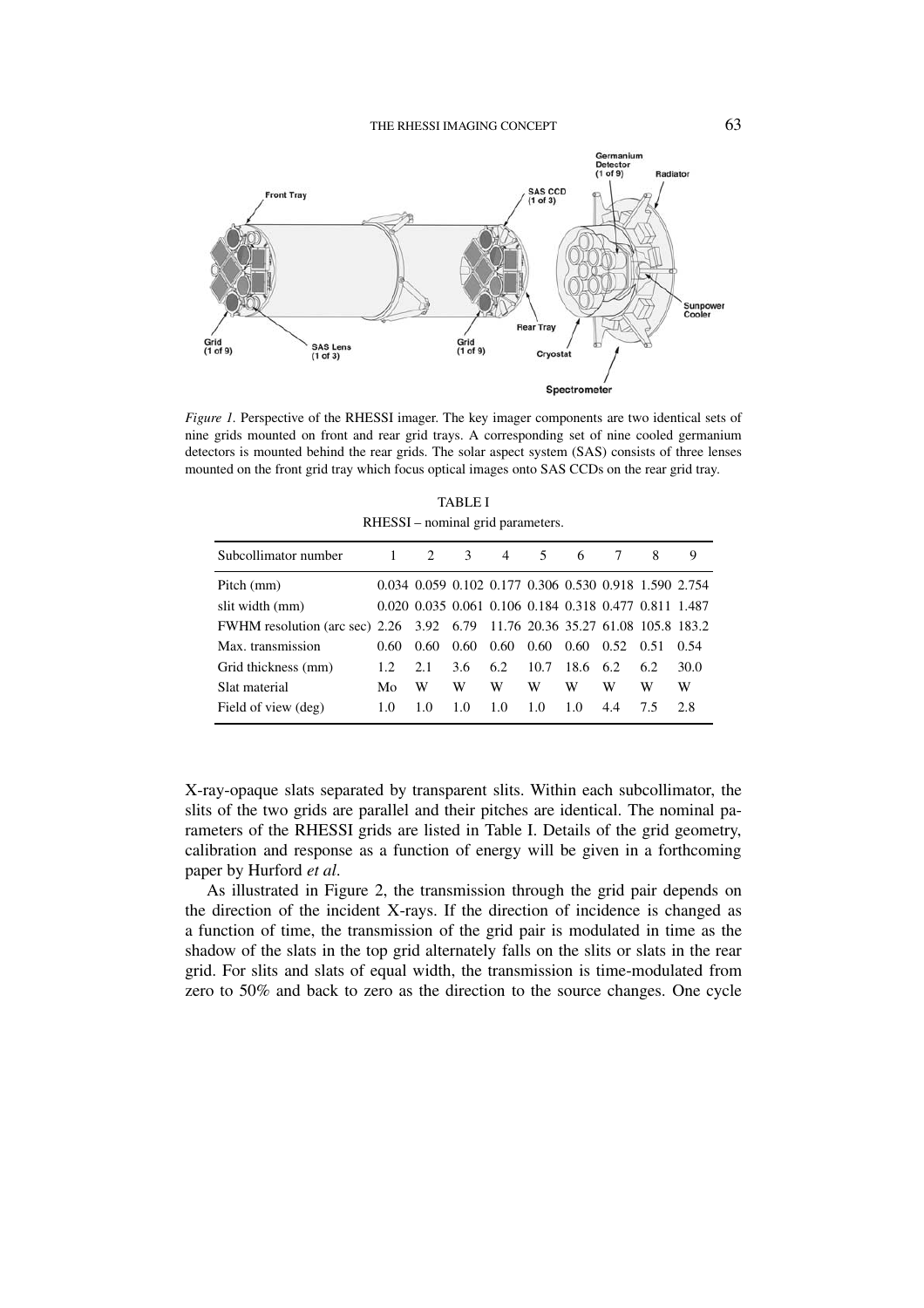*Figure 1.* Perspective of the RHESSI imager. The key imager components are two identical sets of nine grids mounted on front and rear grid trays. A corresponding set of nine cooled germanium detectors is mounted behind the rear grids. The solar aspect system (SAS) consists of three lenses mounted on the front grid tray which focus optical images onto SAS CCDs on the rear grid tray.

TABLE I

RHESSI – nominal grid parameters.

| Subcollimator number | 1 | 2 | 3 | 4 | 5 | 6 | 7 | 8 | 9 |
|---|---|---|---|---|---|---|---|---|---|
| Pitch (mm) | 0.034 | 0.059 | 0.102 | 0.177 | 0.306 | 0.530 | 0.918 | 1.590 | 2.754 |
| slit width (mm) | 0.020 | 0.035 | 0.061 | 0.106 | 0.184 | 0.318 | 0.477 | 0.811 | 1.487 |
| FWHM resolution (arc sec) | 2.26 | 3.92 | 6.79 | 11.76 | 20.36 | 35.27 | 61.08 | 105.8 | 183.2 |
| Max. transmission | 0.60 | 0.60 | 0.60 | 0.60 | 0.60 | 0.60 | 0.52 | 0.51 | 0.54 |
| Grid thickness (mm) | 1.2 | 2.1 | 3.6 | 6.2 | 10.7 | 18.6 | 6.2 | 6.2 | 30.0 |
| Slat material | Mo | W | W | W | W | W | W | W | W |
| Field of view (deg) | 1.0 | 1.0 | 1.0 | 1.0 | 1.0 | 1.0 | 4.4 | 7.5 | 2.8 |

X-ray-opaque slats separated by transparent slits. Within each subcollimator, the slits of the two grids are parallel and their pitches are identical. The nominal parameters of the RHESSI grids are listed in Table I. Details of the grid geometry, calibration and response as a function of energy will be given in a forthcoming paper by Hurford *et al*.

As illustrated in Figure 2, the transmission through the grid pair depends on the direction of the incident X-rays. If the direction of incidence is changed as a function of time, the transmission of the grid pair is modulated in time as the shadow of the slats in the top grid alternately falls on the slits or slats in the rear grid. For slits and slats of equal width, the transmission is time-modulated from zero to 50% and back to zero as the direction to the source changes. One cycle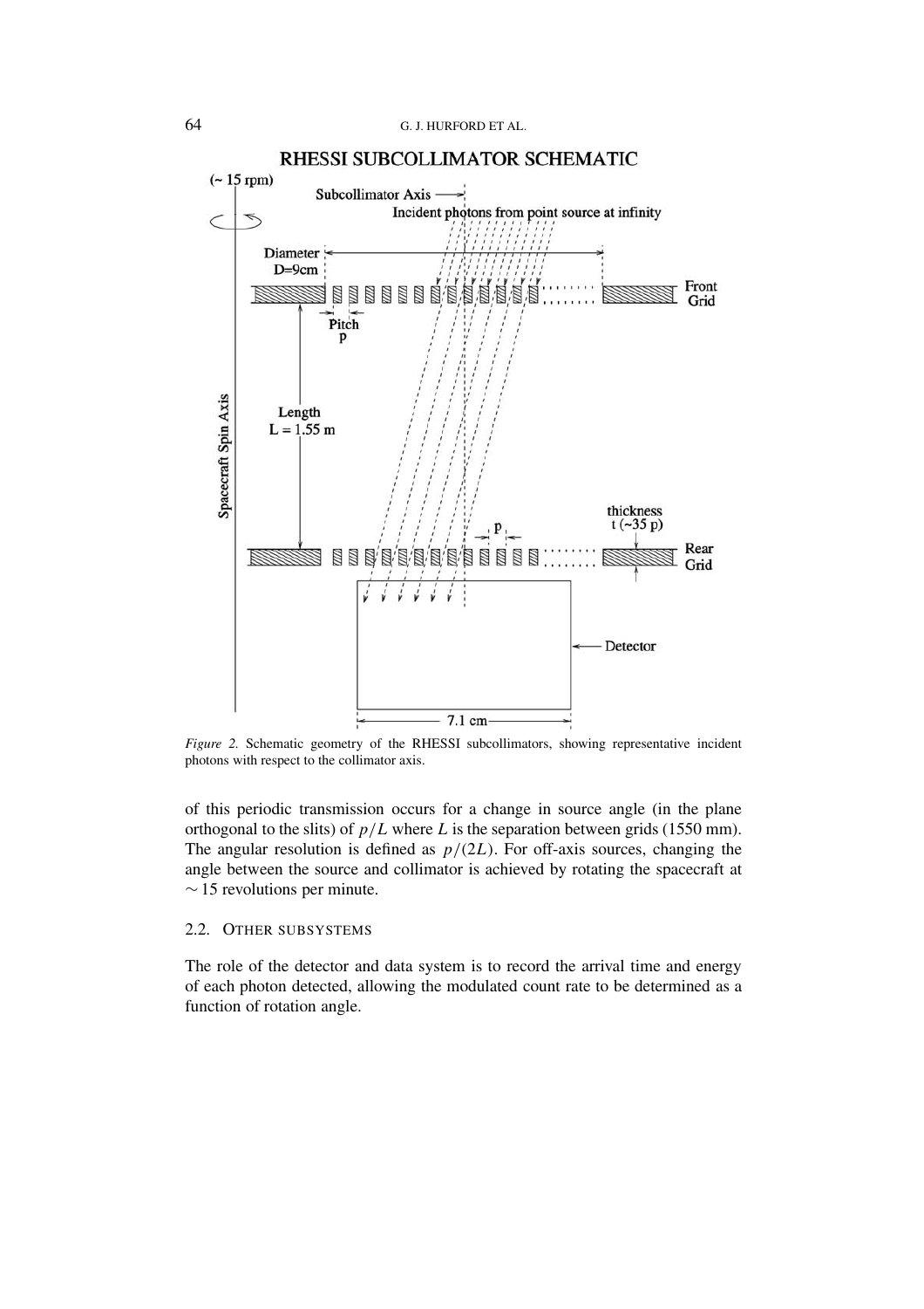*Figure 2.* Schematic geometry of the RHESSI subcollimators, showing representative incident photons with respect to the collimator axis.

of this periodic transmission occurs for a change in source angle (in the plane orthogonal to the slits) of $p/L$ where $L$ is the separation between grids (1550 mm). The angular resolution is defined as $p/(2L)$. For off-axis sources, changing the angle between the source and collimator is achieved by rotating the spacecraft at $\sim 15$ revolutions per minute.

### 2.2. Other Subsystems

The role of the detector and data system is to record the arrival time and energy of each photon detected, allowing the modulated count rate to be determined as a function of rotation angle.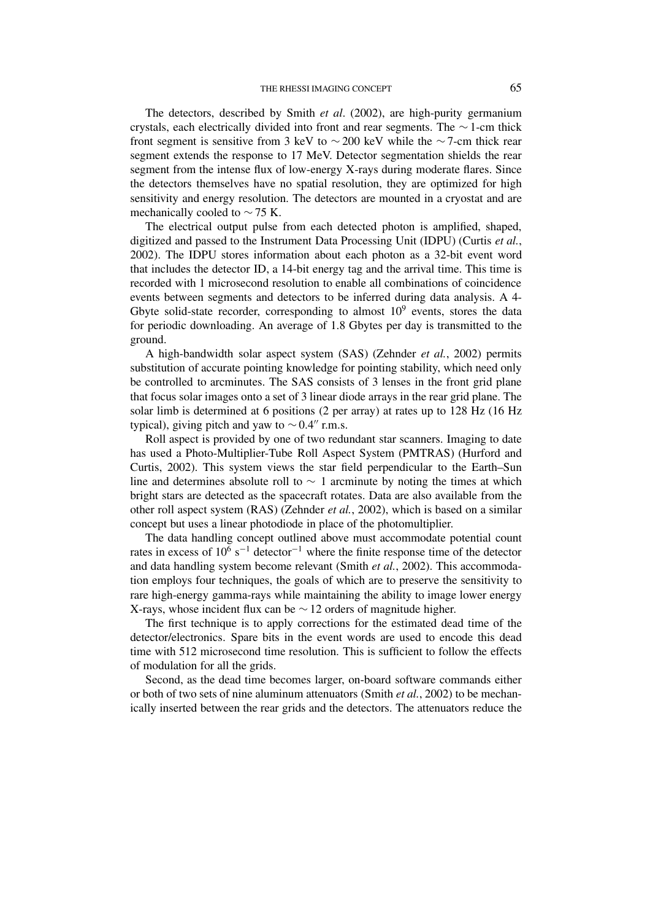The detectors, described by Smith *et al*. (2002), are high-purity germanium crystals, each electrically divided into front and rear segments. The $\sim$1-cm thick front segment is sensitive from 3 keV to $\sim$200 keV while the $\sim$7-cm thick rear segment extends the response to 17 MeV. Detector segmentation shields the rear segment from the intense flux of low-energy X-rays during moderate flares. Since the detectors themselves have no spatial resolution, they are optimized for high sensitivity and energy resolution. The detectors are mounted in a cryostat and are mechanically cooled to $\sim$75 K.

The electrical output pulse from each detected photon is amplified, shaped, digitized and passed to the Instrument Data Processing Unit (IDPU) (Curtis *et al.*, 2002). The IDPU stores information about each photon as a 32-bit event word that includes the detector ID, a 14-bit energy tag and the arrival time. This time is recorded with 1 microsecond resolution to enable all combinations of coincidence events between segments and detectors to be inferred during data analysis. A 4-Gbyte solid-state recorder, corresponding to almost $10^9$ events, stores the data for periodic downloading. An average of 1.8 Gbytes per day is transmitted to the ground.

A high-bandwidth solar aspect system (SAS) (Zehnder *et al.*, 2002) permits substitution of accurate pointing knowledge for pointing stability, which need only be controlled to arcminutes. The SAS consists of 3 lenses in the front grid plane that focus solar images onto a set of 3 linear diode arrays in the rear grid plane. The solar limb is determined at 6 positions (2 per array) at rates up to 128 Hz (16 Hz typical), giving pitch and yaw to $\sim 0.4''$ r.m.s.

Roll aspect is provided by one of two redundant star scanners. Imaging to date has used a Photo-Multiplier-Tube Roll Aspect System (PMTRAS) (Hurford and Curtis, 2002). This system views the star field perpendicular to the Earth–Sun line and determines absolute roll to $\sim$ 1 arcminute by noting the times at which bright stars are detected as the spacecraft rotates. Data are also available from the other roll aspect system (RAS) (Zehnder *et al.*, 2002), which is based on a similar concept but uses a linear photodiode in place of the photomultiplier.

The data handling concept outlined above must accommodate potential count rates in excess of $10^6$ s$^{-1}$ detector$^{-1}$ where the finite response time of the detector and data handling system become relevant (Smith *et al.*, 2002). This accommodation employs four techniques, the goals of which are to preserve the sensitivity to rare high-energy gamma-rays while maintaining the ability to image lower energy X-rays, whose incident flux can be $\sim$12 orders of magnitude higher.

The first technique is to apply corrections for the estimated dead time of the detector/electronics. Spare bits in the event words are used to encode this dead time with 512 microsecond time resolution. This is sufficient to follow the effects of modulation for all the grids.

Second, as the dead time becomes larger, on-board software commands either or both of two sets of nine aluminum attenuators (Smith *et al.*, 2002) to be mechanically inserted between the rear grids and the detectors. The attenuators reduce the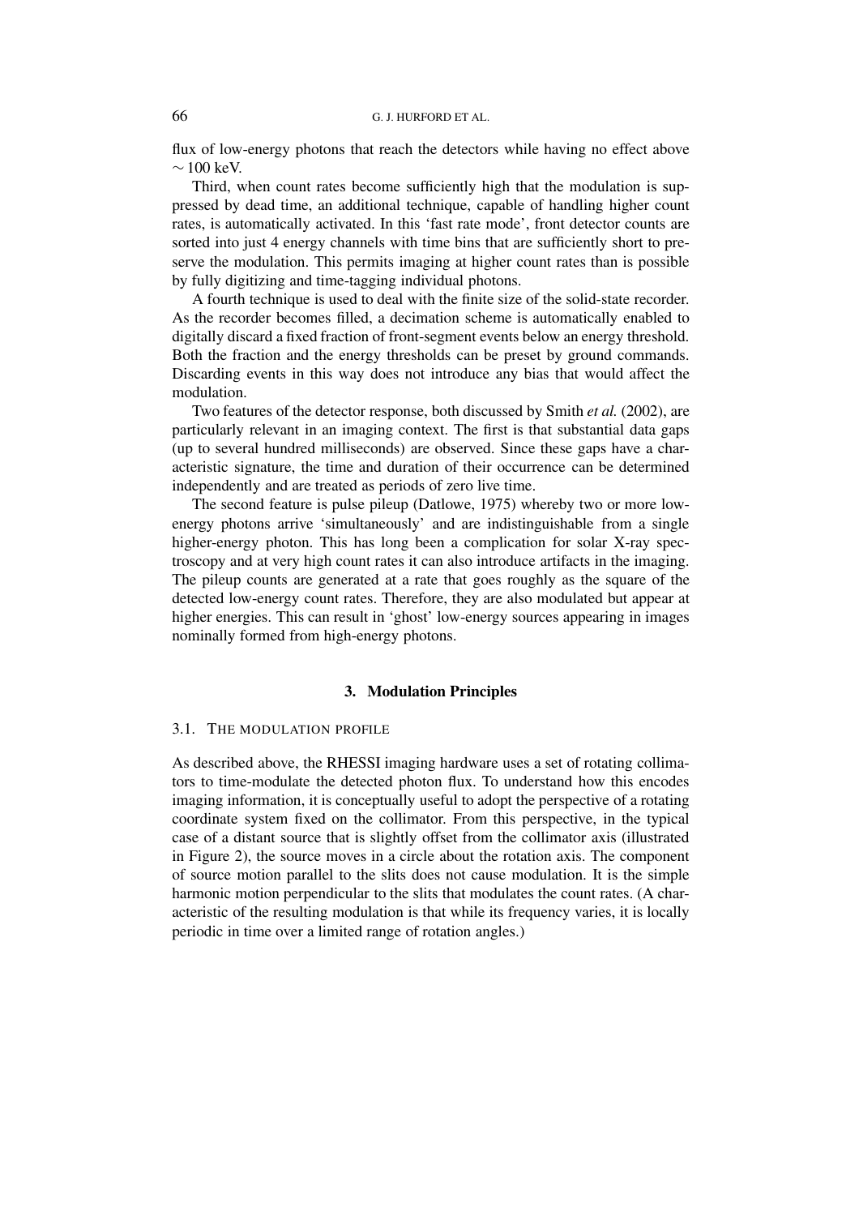flux of low-energy photons that reach the detectors while having no effect above $\sim 100$ keV.

Third, when count rates become sufficiently high that the modulation is suppressed by dead time, an additional technique, capable of handling higher count rates, is automatically activated. In this 'fast rate mode', front detector counts are sorted into just 4 energy channels with time bins that are sufficiently short to preserve the modulation. This permits imaging at higher count rates than is possible by fully digitizing and time-tagging individual photons.

A fourth technique is used to deal with the finite size of the solid-state recorder. As the recorder becomes filled, a decimation scheme is automatically enabled to digitally discard a fixed fraction of front-segment events below an energy threshold. Both the fraction and the energy thresholds can be preset by ground commands. Discarding events in this way does not introduce any bias that would affect the modulation.

Two features of the detector response, both discussed by Smith *et al.* (2002), are particularly relevant in an imaging context. The first is that substantial data gaps (up to several hundred milliseconds) are observed. Since these gaps have a characteristic signature, the time and duration of their occurrence can be determined independently and are treated as periods of zero live time.

The second feature is pulse pileup (Datlowe, 1975) whereby two or more low-energy photons arrive 'simultaneously' and are indistinguishable from a single higher-energy photon. This has long been a complication for solar X-ray spectroscopy and at very high count rates it can also introduce artifacts in the imaging. The pileup counts are generated at a rate that goes roughly as the square of the detected low-energy count rates. Therefore, they are also modulated but appear at higher energies. This can result in 'ghost' low-energy sources appearing in images nominally formed from high-energy photons.

## 3. Modulation Principles

### 3.1. The Modulation Profile

As described above, the RHESSI imaging hardware uses a set of rotating collimators to time-modulate the detected photon flux. To understand how this encodes imaging information, it is conceptually useful to adopt the perspective of a rotating coordinate system fixed on the collimator. From this perspective, in the typical case of a distant source that is slightly offset from the collimator axis (illustrated in Figure 2), the source moves in a circle about the rotation axis. The component of source motion parallel to the slits does not cause modulation. It is the simple harmonic motion perpendicular to the slits that modulates the count rates. (A characteristic of the resulting modulation is that while its frequency varies, it is locally periodic in time over a limited range of rotation angles.)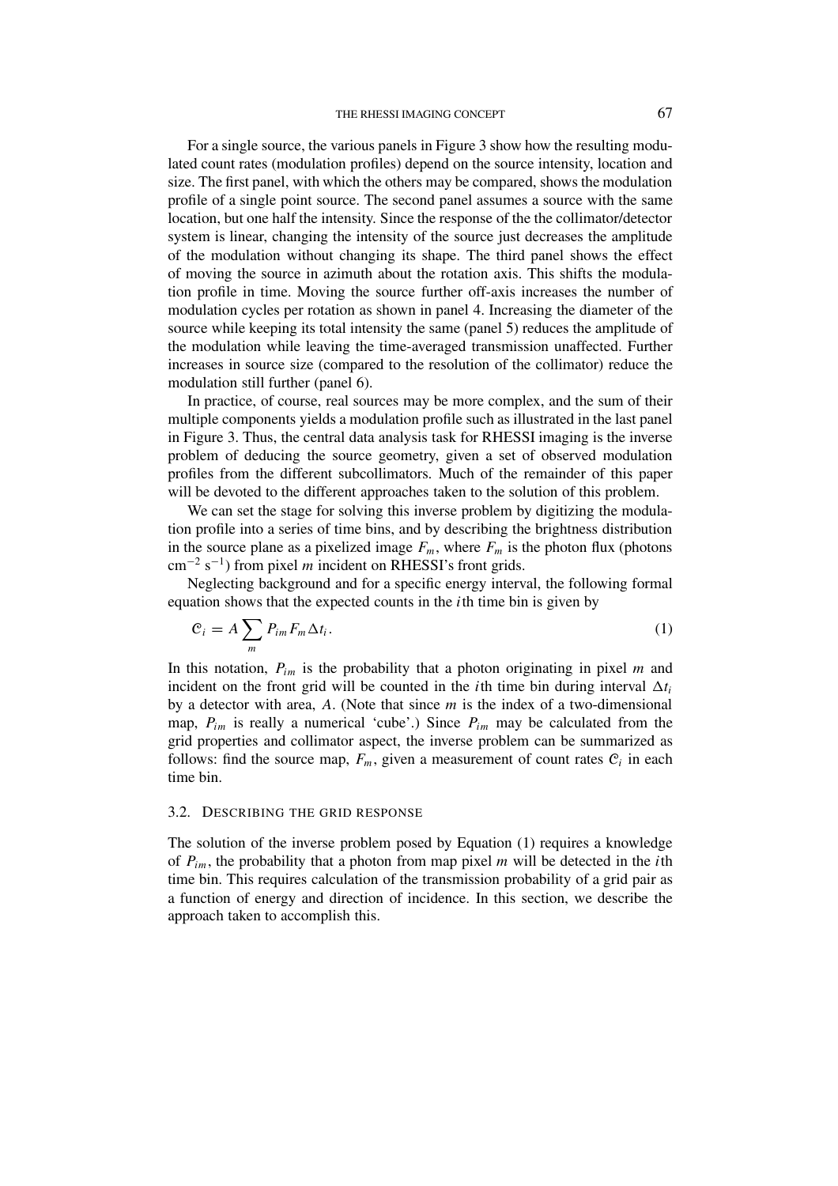For a single source, the various panels in Figure 3 show how the resulting modulated count rates (modulation profiles) depend on the source intensity, location and size. The first panel, with which the others may be compared, shows the modulation profile of a single point source. The second panel assumes a source with the same location, but one half the intensity. Since the response of the the collimator/detector system is linear, changing the intensity of the source just decreases the amplitude of the modulation without changing its shape. The third panel shows the effect of moving the source in azimuth about the rotation axis. This shifts the modulation profile in time. Moving the source further off-axis increases the number of modulation cycles per rotation as shown in panel 4. Increasing the diameter of the source while keeping its total intensity the same (panel 5) reduces the amplitude of the modulation while leaving the time-averaged transmission unaffected. Further increases in source size (compared to the resolution of the collimator) reduce the modulation still further (panel 6).

In practice, of course, real sources may be more complex, and the sum of their multiple components yields a modulation profile such as illustrated in the last panel in Figure 3. Thus, the central data analysis task for RHESSI imaging is the inverse problem of deducing the source geometry, given a set of observed modulation profiles from the different subcollimators. Much of the remainder of this paper will be devoted to the different approaches taken to the solution of this problem.

We can set the stage for solving this inverse problem by digitizing the modulation profile into a series of time bins, and by describing the brightness distribution in the source plane as a pixelized image $F_m$, where $F_m$ is the photon flux (photons cm$^{-2}$ s$^{-1}$) from pixel $m$ incident on RHESSI's front grids.

Neglecting background and for a specific energy interval, the following formal equation shows that the expected counts in the $i$th time bin is given by

$$\mathcal{C}_i = A \sum_m P_{im} F_m \Delta t_i. \tag{1}$$

In this notation, $P_{im}$ is the probability that a photon originating in pixel $m$ and incident on the front grid will be counted in the $i$th time bin during interval $\Delta t_i$ by a detector with area, $A$. (Note that since $m$ is the index of a two-dimensional map, $P_{im}$ is really a numerical 'cube'.) Since $P_{im}$ may be calculated from the grid properties and collimator aspect, the inverse problem can be summarized as follows: find the source map, $F_m$, given a measurement of count rates $\mathcal{C}_i$ in each time bin.

### 3.2. Describing the Grid Response

The solution of the inverse problem posed by Equation (1) requires a knowledge of $P_{im}$, the probability that a photon from map pixel $m$ will be detected in the $i$th time bin. This requires calculation of the transmission probability of a grid pair as a function of energy and direction of incidence. In this section, we describe the approach taken to accomplish this.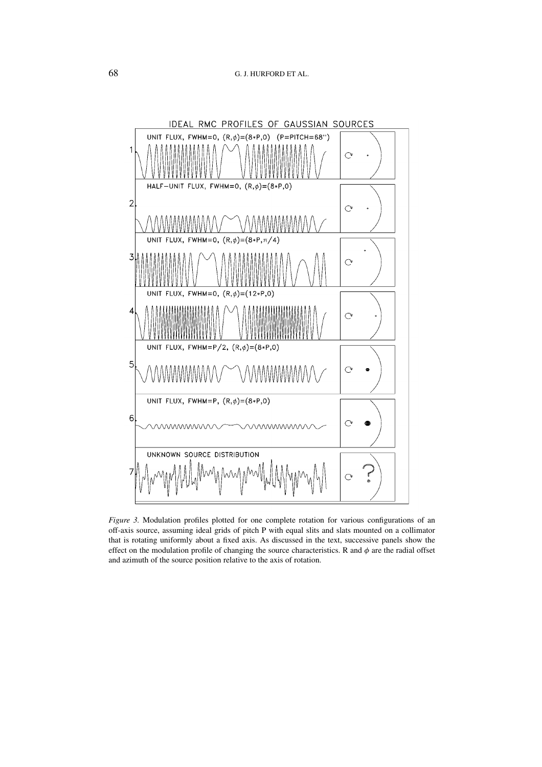IDEAL RMC PROFILES OF GAUSSIAN SOURCES

1 UNIT FLUX, FWHM=0, (R,$\phi$)=(8*P,0) (P=PITCH=68'')

2 HALF-UNIT FLUX, FWHM=0, (R,$\phi$)=(8*P,0)

3 UNIT FLUX, FWHM=0, (R,$\phi$)=(8*P,$\pi$/4)

4 UNIT FLUX, FWHM=0, (R,$\phi$)=(12*P,0)

5 UNIT FLUX, FWHM=P/2, (R,$\phi$)=(8*P,0)

6 UNIT FLUX, FWHM=P, (R,$\phi$)=(8*P,0)

7 UNKNOWN SOURCE DISTRIBUTION

*Figure 3.* Modulation profiles plotted for one complete rotation for various configurations of an off-axis source, assuming ideal grids of pitch P with equal slits and slats mounted on a collimator that is rotating uniformly about a fixed axis. As discussed in the text, successive panels show the effect on the modulation profile of changing the source characteristics. R and $\phi$ are the radial offset and azimuth of the source position relative to the axis of rotation.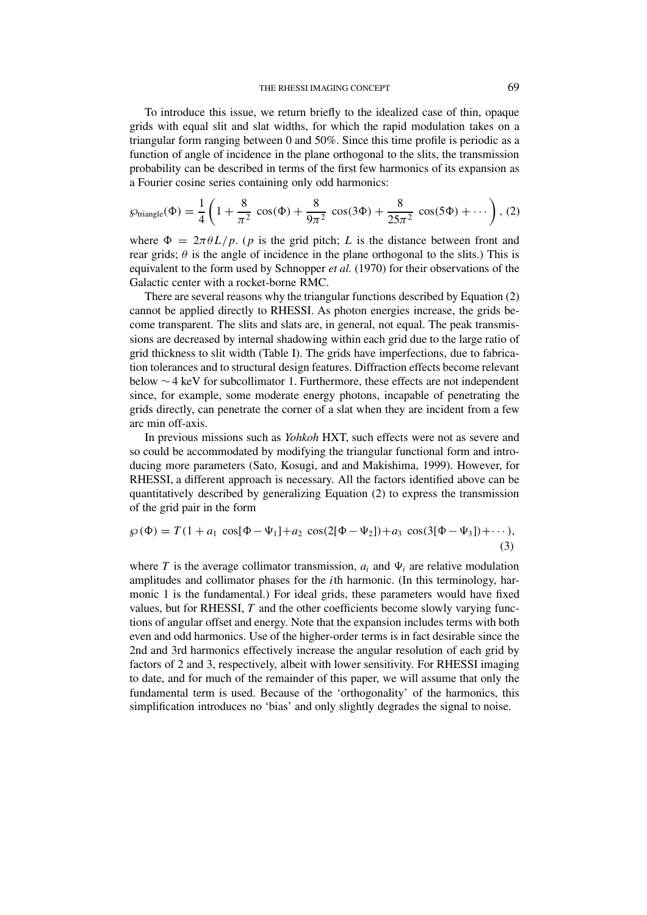To introduce this issue, we return briefly to the idealized case of thin, opaque grids with equal slit and slat widths, for which the rapid modulation takes on a triangular form ranging between 0 and 50%. Since this time profile is periodic as a function of angle of incidence in the plane orthogonal to the slits, the transmission probability can be described in terms of the first few harmonics of its expansion as a Fourier cosine series containing only odd harmonics:

$$\wp_{\text{triangle}}(\Phi) = \frac{1}{4}\left(1 + \frac{8}{\pi^2}\cos(\Phi) + \frac{8}{9\pi^2}\cos(3\Phi) + \frac{8}{25\pi^2}\cos(5\Phi) + \cdots\right), \quad (2)$$

where $\Phi = 2\pi\theta L/p$. ($p$ is the grid pitch; $L$ is the distance between front and rear grids; $\theta$ is the angle of incidence in the plane orthogonal to the slits.) This is equivalent to the form used by Schnopper *et al.* (1970) for their observations of the Galactic center with a rocket-borne RMC.

There are several reasons why the triangular functions described by Equation (2) cannot be applied directly to RHESSI. As photon energies increase, the grids become transparent. The slits and slats are, in general, not equal. The peak transmissions are decreased by internal shadowing within each grid due to the large ratio of grid thickness to slit width (Table I). The grids have imperfections, due to fabrication tolerances and to structural design features. Diffraction effects become relevant below ∼ 4 keV for subcollimator 1. Furthermore, these effects are not independent since, for example, some moderate energy photons, incapable of penetrating the grids directly, can penetrate the corner of a slat when they are incident from a few arc min off-axis.

In previous missions such as *Yohkoh* HXT, such effects were not as severe and so could be accommodated by modifying the triangular functional form and introducing more parameters (Sato, Kosugi, and and Makishima, 1999). However, for RHESSI, a different approach is necessary. All the factors identified above can be quantitatively described by generalizing Equation (2) to express the transmission of the grid pair in the form

$$\wp(\Phi) = T(1 + a_1\cos[\Phi - \Psi_1] + a_2\cos(2[\Phi - \Psi_2]) + a_3\cos(3[\Phi - \Psi_3]) + \cdots), \quad (3)$$

where $T$ is the average collimator transmission, $a_i$ and $\Psi_i$ are relative modulation amplitudes and collimator phases for the $i$th harmonic. (In this terminology, harmonic 1 is the fundamental.) For ideal grids, these parameters would have fixed values, but for RHESSI, $T$ and the other coefficients become slowly varying functions of angular offset and energy. Note that the expansion includes terms with both even and odd harmonics. Use of the higher-order terms is in fact desirable since the 2nd and 3rd harmonics effectively increase the angular resolution of each grid by factors of 2 and 3, respectively, albeit with lower sensitivity. For RHESSI imaging to date, and for much of the remainder of this paper, we will assume that only the fundamental term is used. Because of the 'orthogonality' of the harmonics, this simplification introduces no 'bias' and only slightly degrades the signal to noise.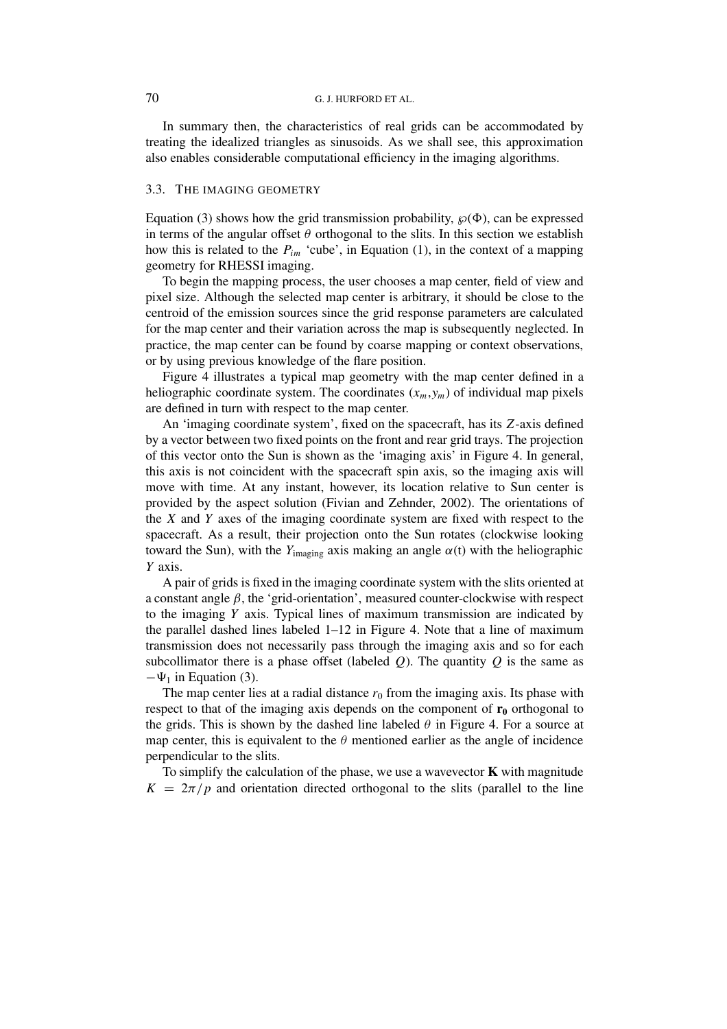In summary then, the characteristics of real grids can be accommodated by treating the idealized triangles as sinusoids. As we shall see, this approximation also enables considerable computational efficiency in the imaging algorithms.

### 3.3. The Imaging Geometry

Equation (3) shows how the grid transmission probability, $\wp(\Phi)$, can be expressed in terms of the angular offset $\theta$ orthogonal to the slits. In this section we establish how this is related to the $P_{im}$ 'cube', in Equation (1), in the context of a mapping geometry for RHESSI imaging.

To begin the mapping process, the user chooses a map center, field of view and pixel size. Although the selected map center is arbitrary, it should be close to the centroid of the emission sources since the grid response parameters are calculated for the map center and their variation across the map is subsequently neglected. In practice, the map center can be found by coarse mapping or context observations, or by using previous knowledge of the flare position.

Figure 4 illustrates a typical map geometry with the map center defined in a heliographic coordinate system. The coordinates $(x_m, y_m)$ of individual map pixels are defined in turn with respect to the map center.

An 'imaging coordinate system', fixed on the spacecraft, has its $Z$-axis defined by a vector between two fixed points on the front and rear grid trays. The projection of this vector onto the Sun is shown as the 'imaging axis' in Figure 4. In general, this axis is not coincident with the spacecraft spin axis, so the imaging axis will move with time. At any instant, however, its location relative to Sun center is provided by the aspect solution (Fivian and Zehnder, 2002). The orientations of the $X$ and $Y$ axes of the imaging coordinate system are fixed with respect to the spacecraft. As a result, their projection onto the Sun rotates (clockwise looking toward the Sun), with the $Y_{\text{imaging}}$ axis making an angle $\alpha(t)$ with the heliographic $Y$ axis.

A pair of grids is fixed in the imaging coordinate system with the slits oriented at a constant angle $\beta$, the 'grid-orientation', measured counter-clockwise with respect to the imaging $Y$ axis. Typical lines of maximum transmission are indicated by the parallel dashed lines labeled 1–12 in Figure 4. Note that a line of maximum transmission does not necessarily pass through the imaging axis and so for each subcollimator there is a phase offset (labeled $Q$). The quantity $Q$ is the same as $-\Psi_1$ in Equation (3).

The map center lies at a radial distance $r_0$ from the imaging axis. Its phase with respect to that of the imaging axis depends on the component of $\mathbf{r_0}$ orthogonal to the grids. This is shown by the dashed line labeled $\theta$ in Figure 4. For a source at map center, this is equivalent to the $\theta$ mentioned earlier as the angle of incidence perpendicular to the slits.

To simplify the calculation of the phase, we use a wavevector $\mathbf{K}$ with magnitude $K = 2\pi/p$ and orientation directed orthogonal to the slits (parallel to the line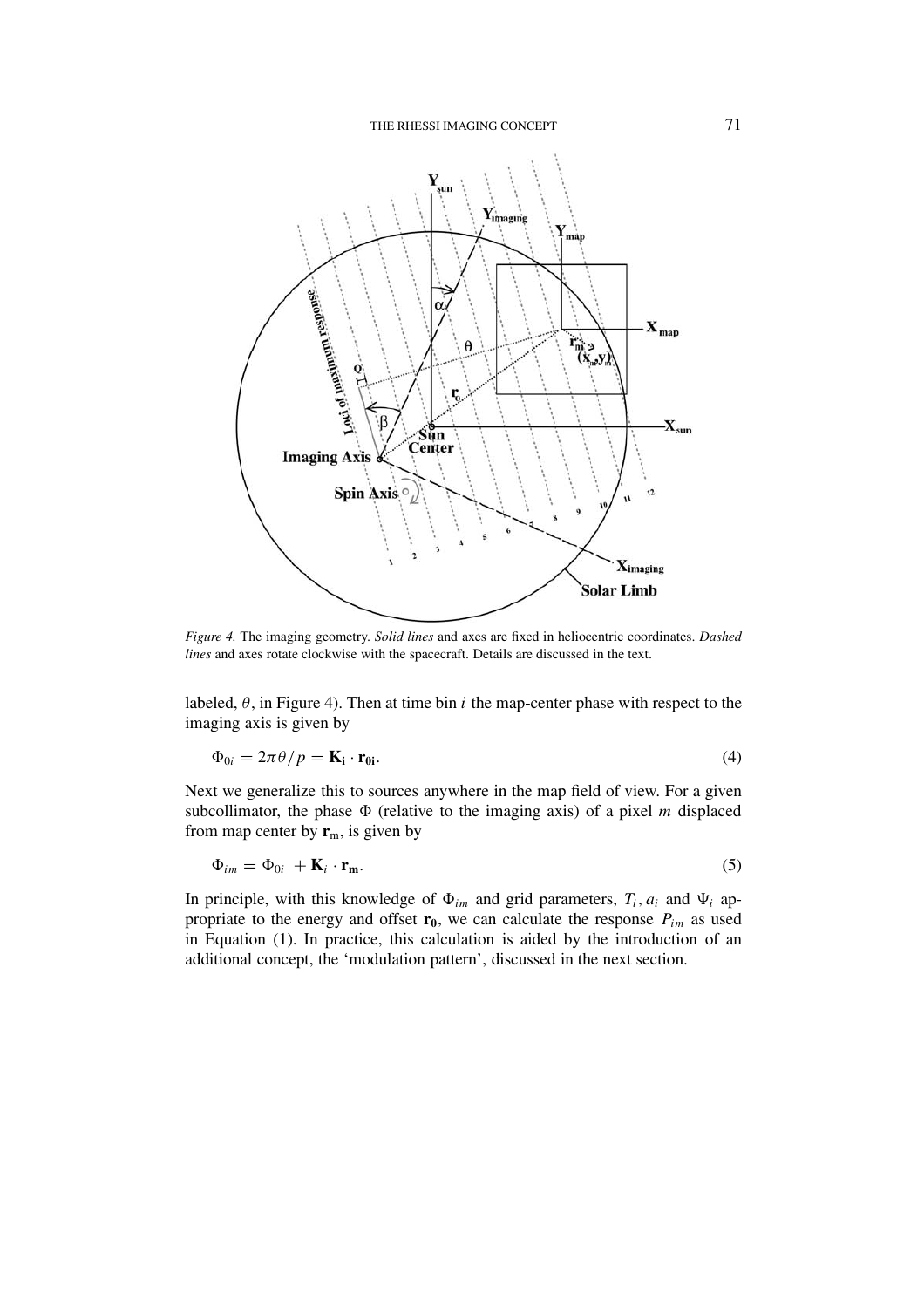*Figure 4.* The imaging geometry. *Solid lines* and axes are fixed in heliocentric coordinates. *Dashed lines* and axes rotate clockwise with the spacecraft. Details are discussed in the text.

labeled, $\theta$, in Figure 4). Then at time bin $i$ the map-center phase with respect to the imaging axis is given by

$$\Phi_{0i} = 2\pi\theta/p = \mathbf{K_i} \cdot \mathbf{r_{0i}}. \tag{4}$$

Next we generalize this to sources anywhere in the map field of view. For a given subcollimator, the phase $\Phi$ (relative to the imaging axis) of a pixel $m$ displaced from map center by $\mathbf{r}_\mathrm{m}$, is given by

$$\Phi_{im} = \Phi_{0i} + \mathbf{K}_i \cdot \mathbf{r_m}. \tag{5}$$

In principle, with this knowledge of $\Phi_{im}$ and grid parameters, $T_i$, $a_i$ and $\Psi_i$ appropriate to the energy and offset $\mathbf{r_0}$, we can calculate the response $P_{im}$ as used in Equation (1). In practice, this calculation is aided by the introduction of an additional concept, the 'modulation pattern', discussed in the next section.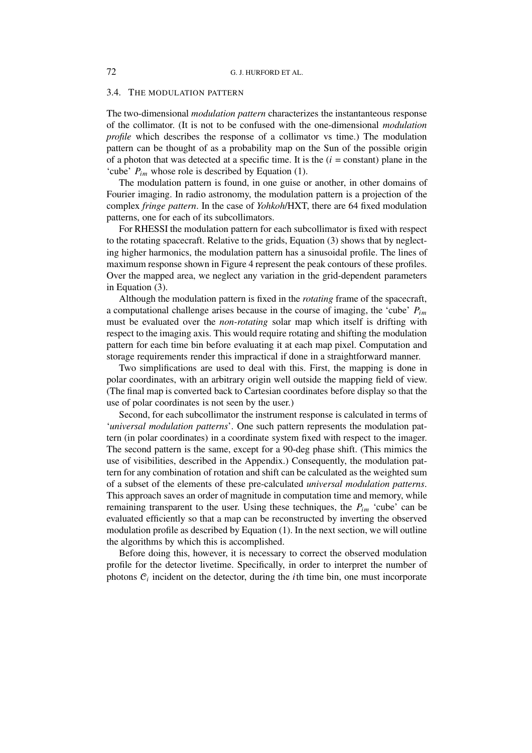### 3.4. THE MODULATION PATTERN

The two-dimensional *modulation pattern* characterizes the instantanteous response of the collimator. (It is not to be confused with the one-dimensional *modulation profile* which describes the response of a collimator vs time.) The modulation pattern can be thought of as a probability map on the Sun of the possible origin of a photon that was detected at a specific time. It is the ($i$ = constant) plane in the 'cube' $P_{im}$ whose role is described by Equation (1).

The modulation pattern is found, in one guise or another, in other domains of Fourier imaging. In radio astronomy, the modulation pattern is a projection of the complex *fringe pattern*. In the case of *Yohkoh*/HXT, there are 64 fixed modulation patterns, one for each of its subcollimators.

For RHESSI the modulation pattern for each subcollimator is fixed with respect to the rotating spacecraft. Relative to the grids, Equation (3) shows that by neglecting higher harmonics, the modulation pattern has a sinusoidal profile. The lines of maximum response shown in Figure 4 represent the peak contours of these profiles. Over the mapped area, we neglect any variation in the grid-dependent parameters in Equation (3).

Although the modulation pattern is fixed in the *rotating* frame of the spacecraft, a computational challenge arises because in the course of imaging, the 'cube' $P_{im}$ must be evaluated over the *non-rotating* solar map which itself is drifting with respect to the imaging axis. This would require rotating and shifting the modulation pattern for each time bin before evaluating it at each map pixel. Computation and storage requirements render this impractical if done in a straightforward manner.

Two simplifications are used to deal with this. First, the mapping is done in polar coordinates, with an arbitrary origin well outside the mapping field of view. (The final map is converted back to Cartesian coordinates before display so that the use of polar coordinates is not seen by the user.)

Second, for each subcollimator the instrument response is calculated in terms of '*universal modulation patterns*'. One such pattern represents the modulation pattern (in polar coordinates) in a coordinate system fixed with respect to the imager. The second pattern is the same, except for a 90-deg phase shift. (This mimics the use of visibilities, described in the Appendix.) Consequently, the modulation pattern for any combination of rotation and shift can be calculated as the weighted sum of a subset of the elements of these pre-calculated *universal modulation patterns*. This approach saves an order of magnitude in computation time and memory, while remaining transparent to the user. Using these techniques, the $P_{im}$ 'cube' can be evaluated efficiently so that a map can be reconstructed by inverting the observed modulation profile as described by Equation (1). In the next section, we will outline the algorithms by which this is accomplished.

Before doing this, however, it is necessary to correct the observed modulation profile for the detector livetime. Specifically, in order to interpret the number of photons $\mathcal{C}_i$ incident on the detector, during the $i$th time bin, one must incorporate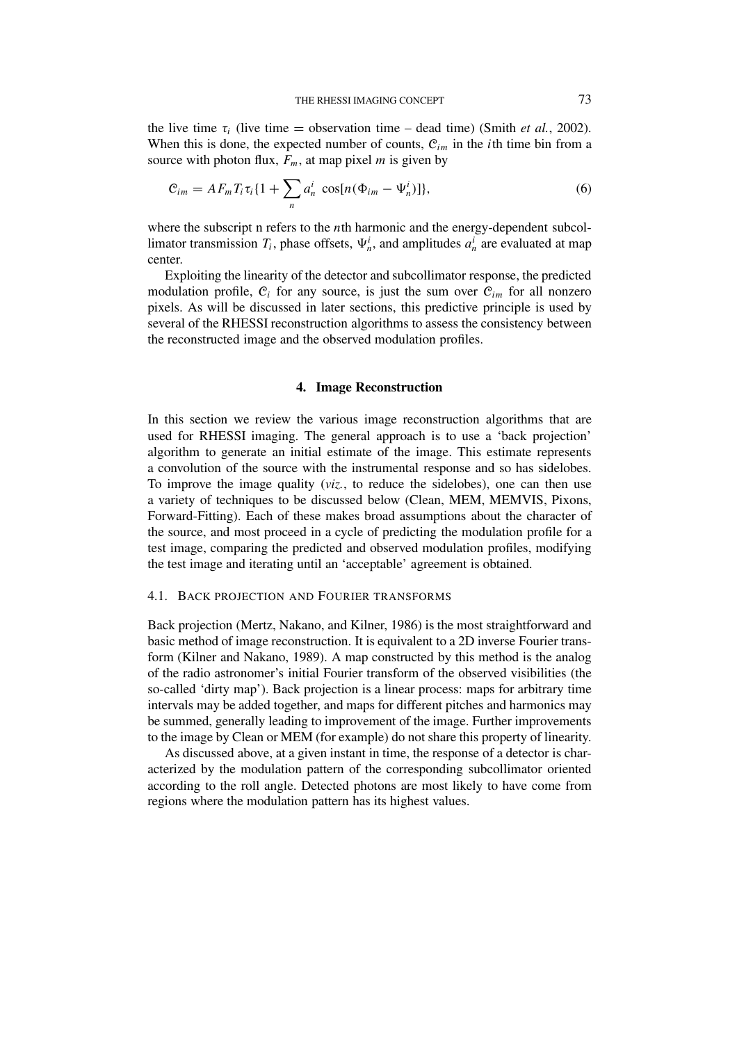the live time $\tau_i$ (live time = observation time – dead time) (Smith *et al.*, 2002). When this is done, the expected number of counts, $\mathcal{C}_{im}$ in the $i$th time bin from a source with photon flux, $F_m$, at map pixel $m$ is given by

$$\mathcal{C}_{im} = A F_m T_i \tau_i \{1 + \sum_n a_n^i \cos[n(\Phi_{im} - \Psi_n^i)]\}, \tag{6}$$

where the subscript n refers to the $n$th harmonic and the energy-dependent subcollimator transmission $T_i$, phase offsets, $\Psi_n^i$, and amplitudes $a_n^i$ are evaluated at map center.

Exploiting the linearity of the detector and subcollimator response, the predicted modulation profile, $\mathcal{C}_i$ for any source, is just the sum over $\mathcal{C}_{im}$ for all nonzero pixels. As will be discussed in later sections, this predictive principle is used by several of the RHESSI reconstruction algorithms to assess the consistency between the reconstructed image and the observed modulation profiles.

## 4. Image Reconstruction

In this section we review the various image reconstruction algorithms that are used for RHESSI imaging. The general approach is to use a 'back projection' algorithm to generate an initial estimate of the image. This estimate represents a convolution of the source with the instrumental response and so has sidelobes. To improve the image quality (*viz.*, to reduce the sidelobes), one can then use a variety of techniques to be discussed below (Clean, MEM, MEMVIS, Pixons, Forward-Fitting). Each of these makes broad assumptions about the character of the source, and most proceed in a cycle of predicting the modulation profile for a test image, comparing the predicted and observed modulation profiles, modifying the test image and iterating until an 'acceptable' agreement is obtained.

### 4.1. Back projection and Fourier transforms

Back projection (Mertz, Nakano, and Kilner, 1986) is the most straightforward and basic method of image reconstruction. It is equivalent to a 2D inverse Fourier transform (Kilner and Nakano, 1989). A map constructed by this method is the analog of the radio astronomer's initial Fourier transform of the observed visibilities (the so-called 'dirty map'). Back projection is a linear process: maps for arbitrary time intervals may be added together, and maps for different pitches and harmonics may be summed, generally leading to improvement of the image. Further improvements to the image by Clean or MEM (for example) do not share this property of linearity.

As discussed above, at a given instant in time, the response of a detector is characterized by the modulation pattern of the corresponding subcollimator oriented according to the roll angle. Detected photons are most likely to have come from regions where the modulation pattern has its highest values.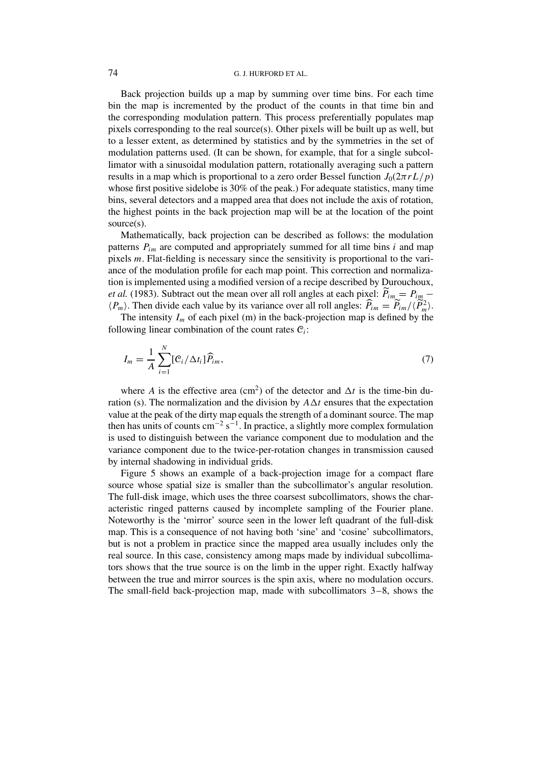Back projection builds up a map by summing over time bins. For each time bin the map is incremented by the product of the counts in that time bin and the corresponding modulation pattern. This process preferentially populates map pixels corresponding to the real source(s). Other pixels will be built up as well, but to a lesser extent, as determined by statistics and by the symmetries in the set of modulation patterns used. (It can be shown, for example, that for a single subcollimator with a sinusoidal modulation pattern, rotationally averaging such a pattern results in a map which is proportional to a zero order Bessel function $J_0(2\pi r L/p)$ whose first positive sidelobe is 30% of the peak.) For adequate statistics, many time bins, several detectors and a mapped area that does not include the axis of rotation, the highest points in the back projection map will be at the location of the point source(s).

Mathematically, back projection can be described as follows: the modulation patterns $P_{im}$ are computed and appropriately summed for all time bins $i$ and map pixels $m$. Flat-fielding is necessary since the sensitivity is proportional to the variance of the modulation profile for each map point. This correction and normalization is implemented using a modified version of a recipe described by Durouchoux, *et al.* (1983). Subtract out the mean over all roll angles at each pixel: $\widetilde{P}_{im} = P_{im} - \langle P_m \rangle$. Then divide each value by its variance over all roll angles: $\widehat{P}_{im} = \widetilde{P}_{im}/\langle \widetilde{P}^2_m \rangle$.

The intensity $I_m$ of each pixel (m) in the back-projection map is defined by the following linear combination of the count rates $\mathcal{C}_i$:

$$I_m = \frac{1}{A} \sum_{i=1}^{N} [\mathcal{C}_i/\Delta t_i] \widehat{P}_{im}, \tag{7}$$

where $A$ is the effective area (cm$^2$) of the detector and $\Delta t$ is the time-bin duration (s). The normalization and the division by $A\Delta t$ ensures that the expectation value at the peak of the dirty map equals the strength of a dominant source. The map then has units of counts cm$^{-2}$ s$^{-1}$. In practice, a slightly more complex formulation is used to distinguish between the variance component due to modulation and the variance component due to the twice-per-rotation changes in transmission caused by internal shadowing in individual grids.

Figure 5 shows an example of a back-projection image for a compact flare source whose spatial size is smaller than the subcollimator's angular resolution. The full-disk image, which uses the three coarsest subcollimators, shows the characteristic ringed patterns caused by incomplete sampling of the Fourier plane. Noteworthy is the 'mirror' source seen in the lower left quadrant of the full-disk map. This is a consequence of not having both 'sine' and 'cosine' subcollimators, but is not a problem in practice since the mapped area usually includes only the real source. In this case, consistency among maps made by individual subcollimators shows that the true source is on the limb in the upper right. Exactly halfway between the true and mirror sources is the spin axis, where no modulation occurs. The small-field back-projection map, made with subcollimators 3–8, shows the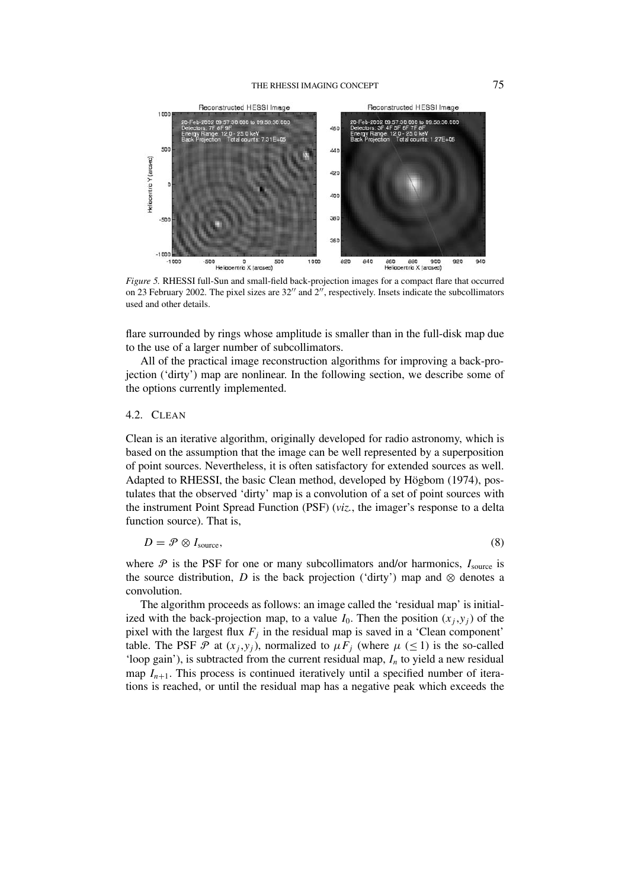*Figure 5.* RHESSI full-Sun and small-field back-projection images for a compact flare that occurred on 23 February 2002. The pixel sizes are 32″ and 2″, respectively. Insets indicate the subcollimators used and other details.

flare surrounded by rings whose amplitude is smaller than in the full-disk map due to the use of a larger number of subcollimators.

All of the practical image reconstruction algorithms for improving a back-projection ('dirty') map are nonlinear. In the following section, we describe some of the options currently implemented.

### 4.2. Clean

Clean is an iterative algorithm, originally developed for radio astronomy, which is based on the assumption that the image can be well represented by a superposition of point sources. Nevertheless, it is often satisfactory for extended sources as well. Adapted to RHESSI, the basic Clean method, developed by Högbom (1974), postulates that the observed 'dirty' map is a convolution of a set of point sources with the instrument Point Spread Function (PSF) (*viz.*, the imager's response to a delta function source). That is,

$$D = \mathcal{P} \otimes I_{\text{source}}, \tag{8}$$

where $\mathcal{P}$ is the PSF for one or many subcollimators and/or harmonics, $I_{\text{source}}$ is the source distribution, $D$ is the back projection ('dirty') map and $\otimes$ denotes a convolution.

The algorithm proceeds as follows: an image called the 'residual map' is initialized with the back-projection map, to a value $I_0$. Then the position $(x_j, y_j)$ of the pixel with the largest flux $F_j$ in the residual map is saved in a 'Clean component' table. The PSF $\mathcal{P}$ at $(x_j, y_j)$, normalized to $\mu F_j$ (where $\mu$ ($\leq 1$) is the so-called 'loop gain'), is subtracted from the current residual map, $I_n$ to yield a new residual map $I_{n+1}$. This process is continued iteratively until a specified number of iterations is reached, or until the residual map has a negative peak which exceeds the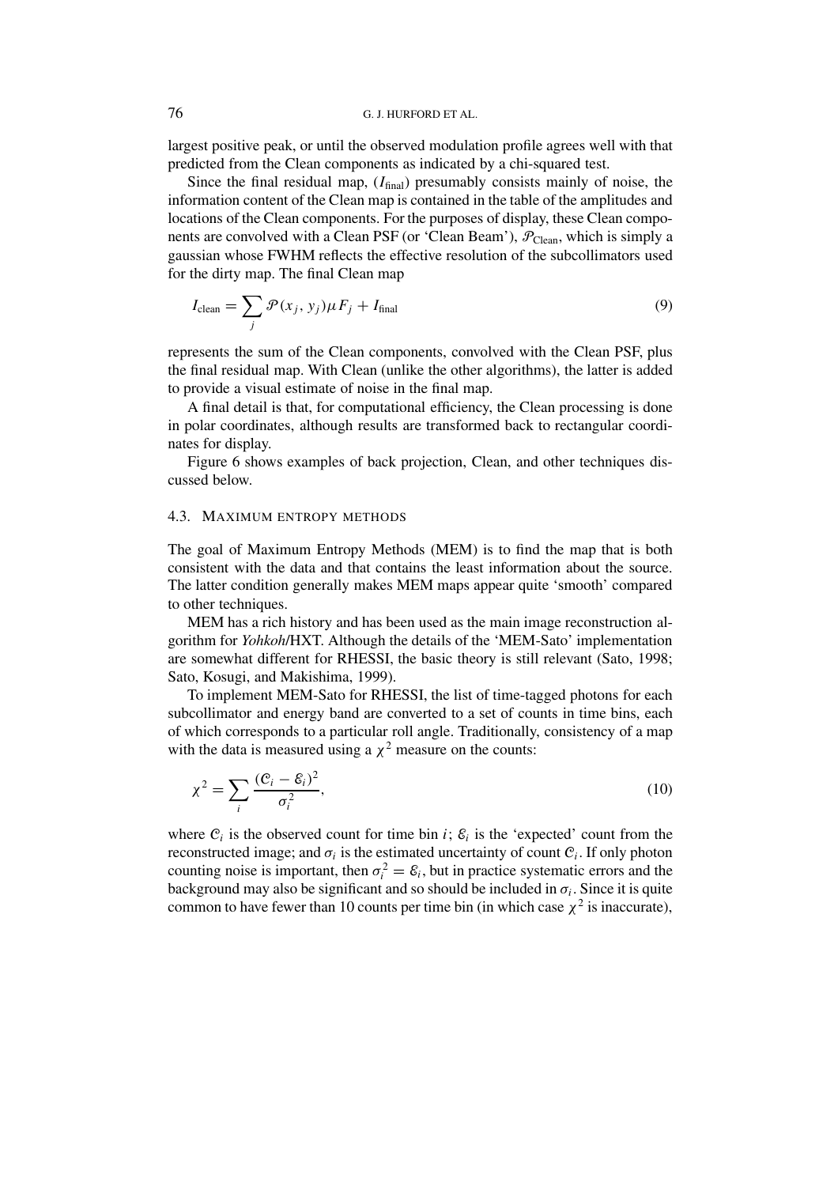largest positive peak, or until the observed modulation profile agrees well with that predicted from the Clean components as indicated by a chi-squared test.

Since the final residual map, ($I_{\text{final}}$) presumably consists mainly of noise, the information content of the Clean map is contained in the table of the amplitudes and locations of the Clean components. For the purposes of display, these Clean components are convolved with a Clean PSF (or 'Clean Beam'), $\mathcal{P}_{\text{Clean}}$, which is simply a gaussian whose FWHM reflects the effective resolution of the subcollimators used for the dirty map. The final Clean map

$$I_{\text{clean}} = \sum_j \mathcal{P}(x_j, y_j) \mu F_j + I_{\text{final}} \tag{9}$$

represents the sum of the Clean components, convolved with the Clean PSF, plus the final residual map. With Clean (unlike the other algorithms), the latter is added to provide a visual estimate of noise in the final map.

A final detail is that, for computational efficiency, the Clean processing is done in polar coordinates, although results are transformed back to rectangular coordinates for display.

Figure 6 shows examples of back projection, Clean, and other techniques discussed below.

### 4.3. Maximum Entropy Methods

The goal of Maximum Entropy Methods (MEM) is to find the map that is both consistent with the data and that contains the least information about the source. The latter condition generally makes MEM maps appear quite 'smooth' compared to other techniques.

MEM has a rich history and has been used as the main image reconstruction algorithm for *Yohkoh*/HXT. Although the details of the 'MEM-Sato' implementation are somewhat different for RHESSI, the basic theory is still relevant (Sato, 1998; Sato, Kosugi, and Makishima, 1999).

To implement MEM-Sato for RHESSI, the list of time-tagged photons for each subcollimator and energy band are converted to a set of counts in time bins, each of which corresponds to a particular roll angle. Traditionally, consistency of a map with the data is measured using a $\chi^2$ measure on the counts:

$$\chi^2 = \sum_i \frac{(\mathcal{C}_i - \mathcal{E}_i)^2}{\sigma_i^2}, \tag{10}$$

where $\mathcal{C}_i$ is the observed count for time bin $i$; $\mathcal{E}_i$ is the 'expected' count from the reconstructed image; and $\sigma_i$ is the estimated uncertainty of count $\mathcal{C}_i$. If only photon counting noise is important, then $\sigma_i^2 = \mathcal{E}_i$, but in practice systematic errors and the background may also be significant and so should be included in $\sigma_i$. Since it is quite common to have fewer than 10 counts per time bin (in which case $\chi^2$ is inaccurate),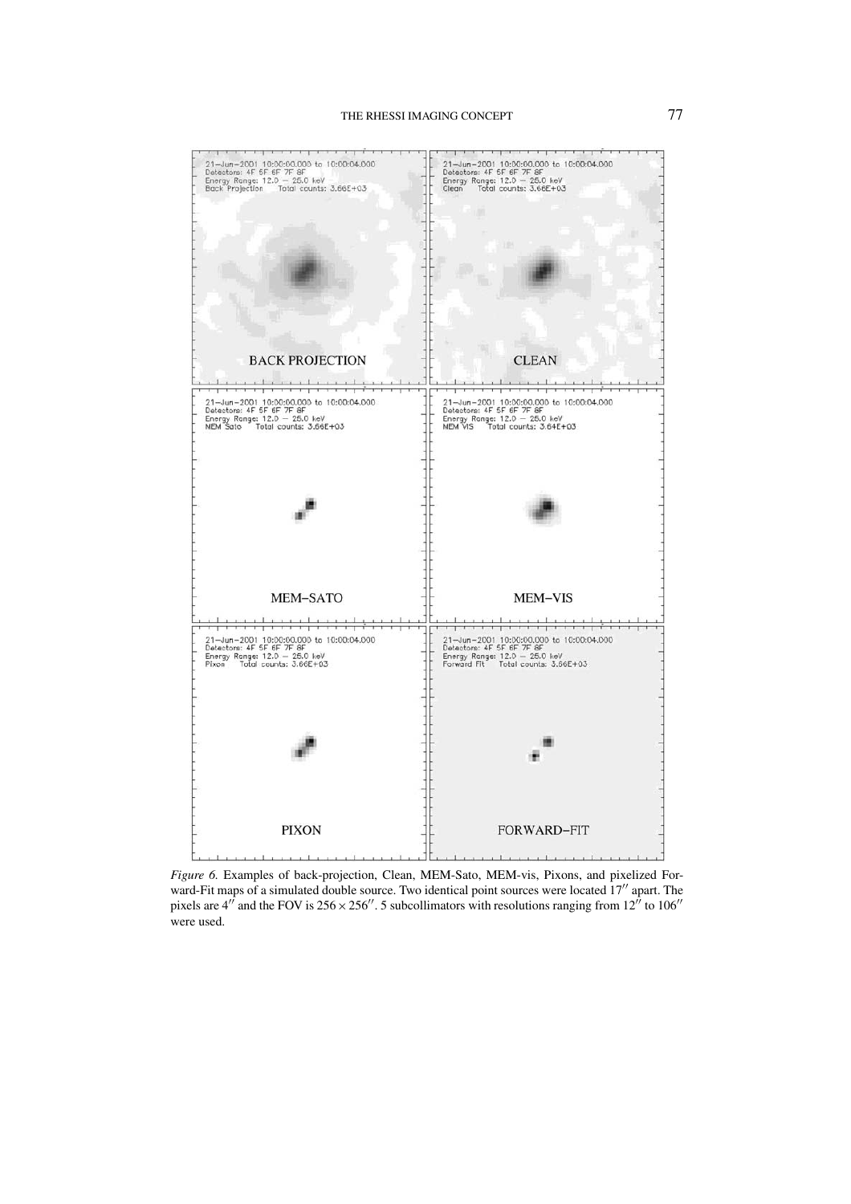*Figure 6.* Examples of back-projection, Clean, MEM-Sato, MEM-vis, Pixons, and pixelized Forward-Fit maps of a simulated double source. Two identical point sources were located $17''$ apart. The pixels are $4''$ and the FOV is $256 \times 256''$. 5 subcollimators with resolutions ranging from $12''$ to $106''$ were used.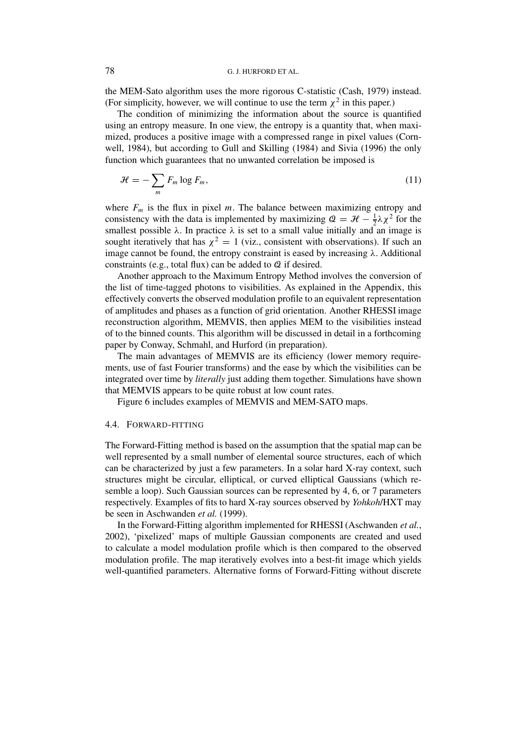the MEM-Sato algorithm uses the more rigorous C-statistic (Cash, 1979) instead. (For simplicity, however, we will continue to use the term $\chi^2$ in this paper.)

The condition of minimizing the information about the source is quantified using an entropy measure. In one view, the entropy is a quantity that, when maximized, produces a positive image with a compressed range in pixel values (Cornwell, 1984), but according to Gull and Skilling (1984) and Sivia (1996) the only function which guarantees that no unwanted correlation be imposed is

$$\mathcal{H} = -\sum_m F_m \log F_m, \tag{11}$$

where $F_m$ is the flux in pixel $m$. The balance between maximizing entropy and consistency with the data is implemented by maximizing $\mathcal{Q} = \mathcal{H} - \frac{1}{2}\lambda\chi^2$ for the smallest possible $\lambda$. In practice $\lambda$ is set to a small value initially and an image is sought iteratively that has $\chi^2 = 1$ (viz., consistent with observations). If such an image cannot be found, the entropy constraint is eased by increasing $\lambda$. Additional constraints (e.g., total flux) can be added to $\mathcal{Q}$ if desired.

Another approach to the Maximum Entropy Method involves the conversion of the list of time-tagged photons to visibilities. As explained in the Appendix, this effectively converts the observed modulation profile to an equivalent representation of amplitudes and phases as a function of grid orientation. Another RHESSI image reconstruction algorithm, MEMVIS, then applies MEM to the visibilities instead of to the binned counts. This algorithm will be discussed in detail in a forthcoming paper by Conway, Schmahl, and Hurford (in preparation).

The main advantages of MEMVIS are its efficiency (lower memory requirements, use of fast Fourier transforms) and the ease by which the visibilities can be integrated over time by *literally* just adding them together. Simulations have shown that MEMVIS appears to be quite robust at low count rates.

Figure 6 includes examples of MEMVIS and MEM-SATO maps.

### 4.4. Forward-Fitting

The Forward-Fitting method is based on the assumption that the spatial map can be well represented by a small number of elemental source structures, each of which can be characterized by just a few parameters. In a solar hard X-ray context, such structures might be circular, elliptical, or curved elliptical Gaussians (which resemble a loop). Such Gaussian sources can be represented by 4, 6, or 7 parameters respectively. Examples of fits to hard X-ray sources observed by *Yohkoh*/HXT may be seen in Aschwanden *et al.* (1999).

In the Forward-Fitting algorithm implemented for RHESSI (Aschwanden *et al.*, 2002), 'pixelized' maps of multiple Gaussian components are created and used to calculate a model modulation profile which is then compared to the observed modulation profile. The map iteratively evolves into a best-fit image which yields well-quantified parameters. Alternative forms of Forward-Fitting without discrete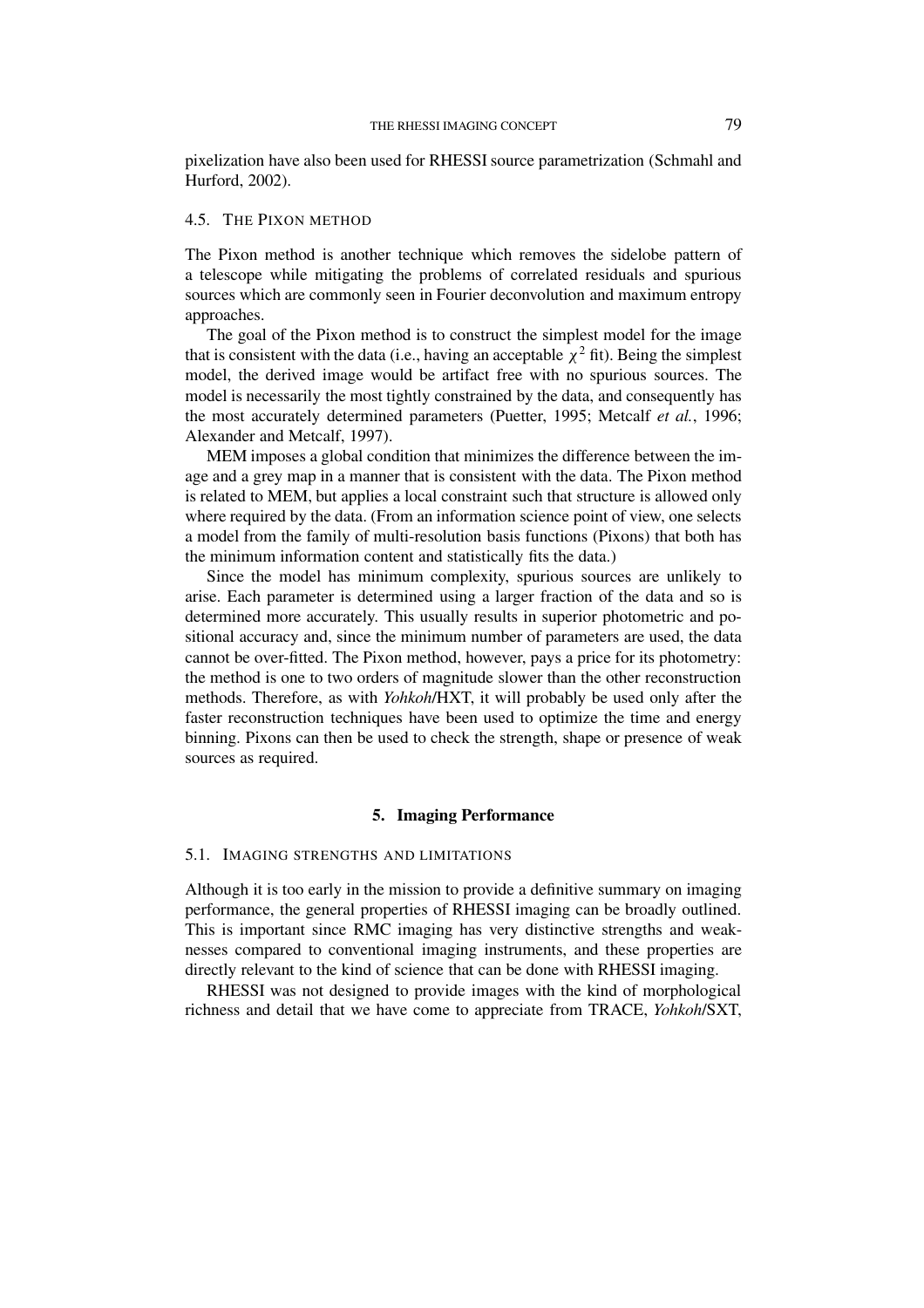pixelization have also been used for RHESSI source parametrization (Schmahl and Hurford, 2002).

### 4.5. The Pixon Method

The Pixon method is another technique which removes the sidelobe pattern of a telescope while mitigating the problems of correlated residuals and spurious sources which are commonly seen in Fourier deconvolution and maximum entropy approaches.

The goal of the Pixon method is to construct the simplest model for the image that is consistent with the data (i.e., having an acceptable $\chi^2$ fit). Being the simplest model, the derived image would be artifact free with no spurious sources. The model is necessarily the most tightly constrained by the data, and consequently has the most accurately determined parameters (Puetter, 1995; Metcalf *et al.*, 1996; Alexander and Metcalf, 1997).

MEM imposes a global condition that minimizes the difference between the image and a grey map in a manner that is consistent with the data. The Pixon method is related to MEM, but applies a local constraint such that structure is allowed only where required by the data. (From an information science point of view, one selects a model from the family of multi-resolution basis functions (Pixons) that both has the minimum information content and statistically fits the data.)

Since the model has minimum complexity, spurious sources are unlikely to arise. Each parameter is determined using a larger fraction of the data and so is determined more accurately. This usually results in superior photometric and positional accuracy and, since the minimum number of parameters are used, the data cannot be over-fitted. The Pixon method, however, pays a price for its photometry: the method is one to two orders of magnitude slower than the other reconstruction methods. Therefore, as with *Yohkoh*/HXT, it will probably be used only after the faster reconstruction techniques have been used to optimize the time and energy binning. Pixons can then be used to check the strength, shape or presence of weak sources as required.

## 5. Imaging Performance

### 5.1. Imaging Strengths and Limitations

Although it is too early in the mission to provide a definitive summary on imaging performance, the general properties of RHESSI imaging can be broadly outlined. This is important since RMC imaging has very distinctive strengths and weaknesses compared to conventional imaging instruments, and these properties are directly relevant to the kind of science that can be done with RHESSI imaging.

RHESSI was not designed to provide images with the kind of morphological richness and detail that we have come to appreciate from TRACE, *Yohkoh*/SXT,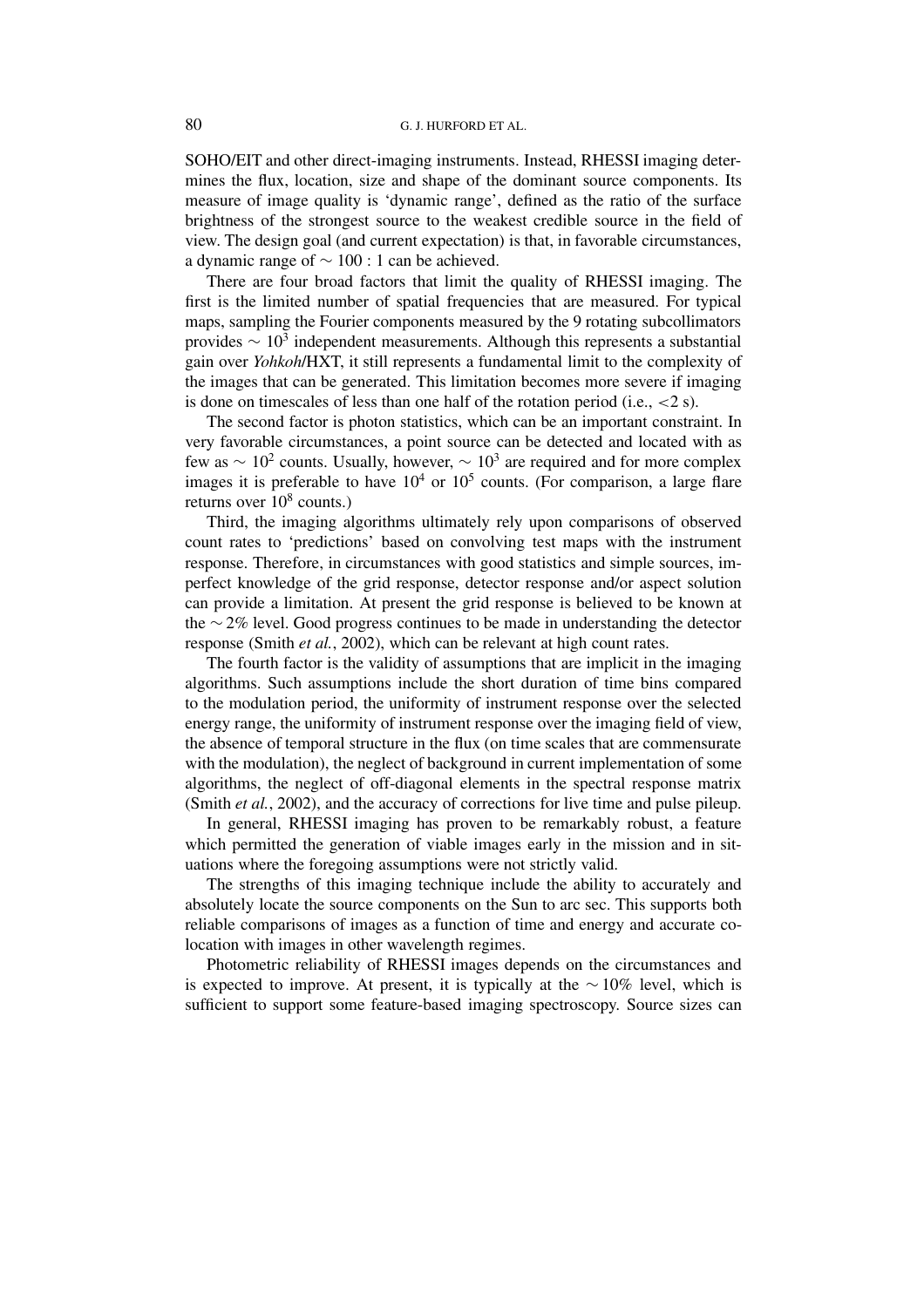SOHO/EIT and other direct-imaging instruments. Instead, RHESSI imaging determines the flux, location, size and shape of the dominant source components. Its measure of image quality is 'dynamic range', defined as the ratio of the surface brightness of the strongest source to the weakest credible source in the field of view. The design goal (and current expectation) is that, in favorable circumstances, a dynamic range of $\sim 100 : 1$ can be achieved.

There are four broad factors that limit the quality of RHESSI imaging. The first is the limited number of spatial frequencies that are measured. For typical maps, sampling the Fourier components measured by the 9 rotating subcollimators provides $\sim 10^3$ independent measurements. Although this represents a substantial gain over *Yohkoh*/HXT, it still represents a fundamental limit to the complexity of the images that can be generated. This limitation becomes more severe if imaging is done on timescales of less than one half of the rotation period (i.e., $<2$ s).

The second factor is photon statistics, which can be an important constraint. In very favorable circumstances, a point source can be detected and located with as few as $\sim 10^2$ counts. Usually, however, $\sim 10^3$ are required and for more complex images it is preferable to have $10^4$ or $10^5$ counts. (For comparison, a large flare returns over $10^8$ counts.)

Third, the imaging algorithms ultimately rely upon comparisons of observed count rates to 'predictions' based on convolving test maps with the instrument response. Therefore, in circumstances with good statistics and simple sources, imperfect knowledge of the grid response, detector response and/or aspect solution can provide a limitation. At present the grid response is believed to be known at the $\sim 2\%$ level. Good progress continues to be made in understanding the detector response (Smith *et al.*, 2002), which can be relevant at high count rates.

The fourth factor is the validity of assumptions that are implicit in the imaging algorithms. Such assumptions include the short duration of time bins compared to the modulation period, the uniformity of instrument response over the selected energy range, the uniformity of instrument response over the imaging field of view, the absence of temporal structure in the flux (on time scales that are commensurate with the modulation), the neglect of background in current implementation of some algorithms, the neglect of off-diagonal elements in the spectral response matrix (Smith *et al.*, 2002), and the accuracy of corrections for live time and pulse pileup.

In general, RHESSI imaging has proven to be remarkably robust, a feature which permitted the generation of viable images early in the mission and in situations where the foregoing assumptions were not strictly valid.

The strengths of this imaging technique include the ability to accurately and absolutely locate the source components on the Sun to arc sec. This supports both reliable comparisons of images as a function of time and energy and accurate co-location with images in other wavelength regimes.

Photometric reliability of RHESSI images depends on the circumstances and is expected to improve. At present, it is typically at the $\sim 10\%$ level, which is sufficient to support some feature-based imaging spectroscopy. Source sizes can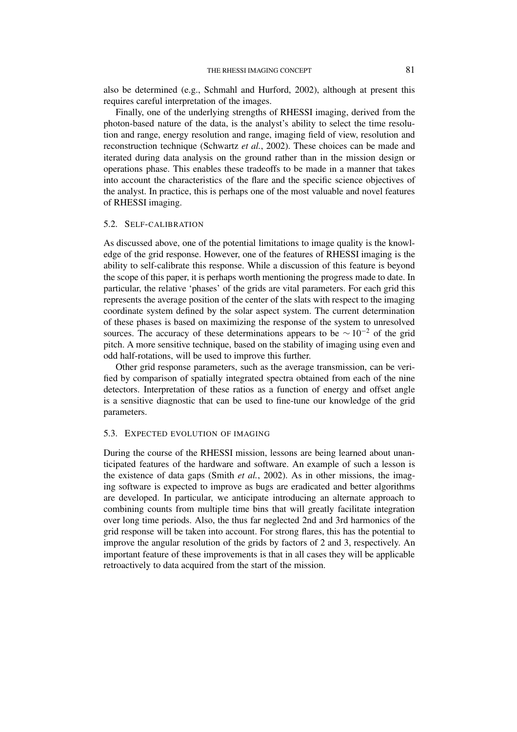also be determined (e.g., Schmahl and Hurford, 2002), although at present this requires careful interpretation of the images.

Finally, one of the underlying strengths of RHESSI imaging, derived from the photon-based nature of the data, is the analyst's ability to select the time resolution and range, energy resolution and range, imaging field of view, resolution and reconstruction technique (Schwartz *et al.*, 2002). These choices can be made and iterated during data analysis on the ground rather than in the mission design or operations phase. This enables these tradeoffs to be made in a manner that takes into account the characteristics of the flare and the specific science objectives of the analyst. In practice, this is perhaps one of the most valuable and novel features of RHESSI imaging.

### 5.2. Self-calibration

As discussed above, one of the potential limitations to image quality is the knowledge of the grid response. However, one of the features of RHESSI imaging is the ability to self-calibrate this response. While a discussion of this feature is beyond the scope of this paper, it is perhaps worth mentioning the progress made to date. In particular, the relative 'phases' of the grids are vital parameters. For each grid this represents the average position of the center of the slats with respect to the imaging coordinate system defined by the solar aspect system. The current determination of these phases is based on maximizing the response of the system to unresolved sources. The accuracy of these determinations appears to be $\sim 10^{-2}$ of the grid pitch. A more sensitive technique, based on the stability of imaging using even and odd half-rotations, will be used to improve this further.

Other grid response parameters, such as the average transmission, can be verified by comparison of spatially integrated spectra obtained from each of the nine detectors. Interpretation of these ratios as a function of energy and offset angle is a sensitive diagnostic that can be used to fine-tune our knowledge of the grid parameters.

### 5.3. Expected evolution of imaging

During the course of the RHESSI mission, lessons are being learned about unanticipated features of the hardware and software. An example of such a lesson is the existence of data gaps (Smith *et al.*, 2002). As in other missions, the imaging software is expected to improve as bugs are eradicated and better algorithms are developed. In particular, we anticipate introducing an alternate approach to combining counts from multiple time bins that will greatly facilitate integration over long time periods. Also, the thus far neglected 2nd and 3rd harmonics of the grid response will be taken into account. For strong flares, this has the potential to improve the angular resolution of the grids by factors of 2 and 3, respectively. An important feature of these improvements is that in all cases they will be applicable retroactively to data acquired from the start of the mission.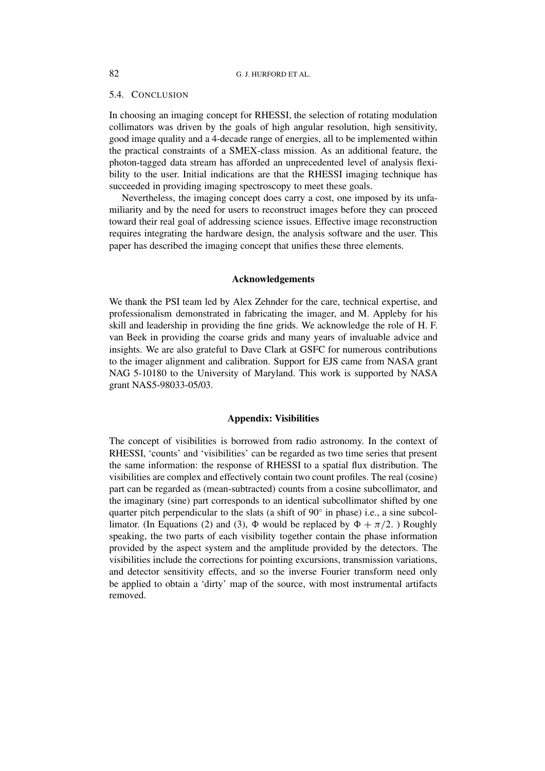### 5.4. Conclusion

In choosing an imaging concept for RHESSI, the selection of rotating modulation collimators was driven by the goals of high angular resolution, high sensitivity, good image quality and a 4-decade range of energies, all to be implemented within the practical constraints of a SMEX-class mission. As an additional feature, the photon-tagged data stream has afforded an unprecedented level of analysis flexibility to the user. Initial indications are that the RHESSI imaging technique has succeeded in providing imaging spectroscopy to meet these goals.

Nevertheless, the imaging concept does carry a cost, one imposed by its unfamiliarity and by the need for users to reconstruct images before they can proceed toward their real goal of addressing science issues. Effective image reconstruction requires integrating the hardware design, the analysis software and the user. This paper has described the imaging concept that unifies these three elements.

## Acknowledgements

We thank the PSI team led by Alex Zehnder for the care, technical expertise, and professionalism demonstrated in fabricating the imager, and M. Appleby for his skill and leadership in providing the fine grids. We acknowledge the role of H. F. van Beek in providing the coarse grids and many years of invaluable advice and insights. We are also grateful to Dave Clark at GSFC for numerous contributions to the imager alignment and calibration. Support for EJS came from NASA grant NAG 5-10180 to the University of Maryland. This work is supported by NASA grant NAS5-98033-05/03.

## Appendix: Visibilities

The concept of visibilities is borrowed from radio astronomy. In the context of RHESSI, 'counts' and 'visibilities' can be regarded as two time series that present the same information: the response of RHESSI to a spatial flux distribution. The visibilities are complex and effectively contain two count profiles. The real (cosine) part can be regarded as (mean-subtracted) counts from a cosine subcollimator, and the imaginary (sine) part corresponds to an identical subcollimator shifted by one quarter pitch perpendicular to the slats (a shift of 90° in phase) i.e., a sine subcollimator. (In Equations (2) and (3), $\Phi$ would be replaced by $\Phi + \pi/2$. ) Roughly speaking, the two parts of each visibility together contain the phase information provided by the aspect system and the amplitude provided by the detectors. The visibilities include the corrections for pointing excursions, transmission variations, and detector sensitivity effects, and so the inverse Fourier transform need only be applied to obtain a 'dirty' map of the source, with most instrumental artifacts removed.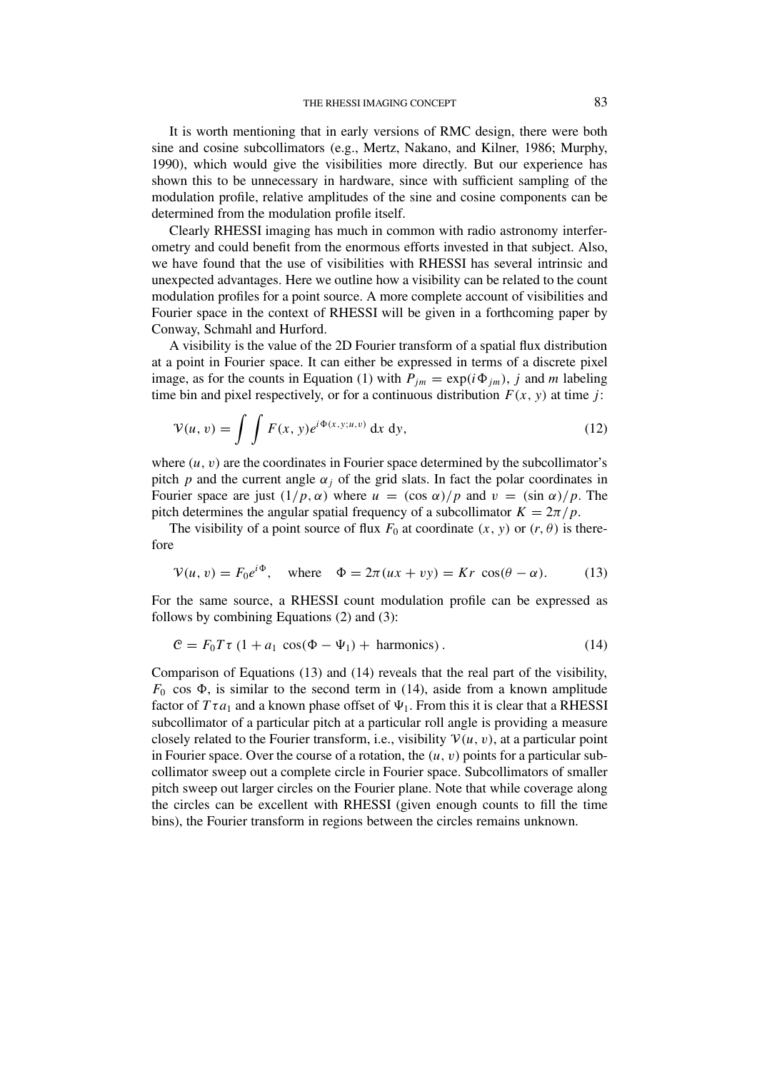It is worth mentioning that in early versions of RMC design, there were both sine and cosine subcollimators (e.g., Mertz, Nakano, and Kilner, 1986; Murphy, 1990), which would give the visibilities more directly. But our experience has shown this to be unnecessary in hardware, since with sufficient sampling of the modulation profile, relative amplitudes of the sine and cosine components can be determined from the modulation profile itself.

Clearly RHESSI imaging has much in common with radio astronomy interferometry and could benefit from the enormous efforts invested in that subject. Also, we have found that the use of visibilities with RHESSI has several intrinsic and unexpected advantages. Here we outline how a visibility can be related to the count modulation profiles for a point source. A more complete account of visibilities and Fourier space in the context of RHESSI will be given in a forthcoming paper by Conway, Schmahl and Hurford.

A visibility is the value of the 2D Fourier transform of a spatial flux distribution at a point in Fourier space. It can either be expressed in terms of a discrete pixel image, as for the counts in Equation (1) with $P_{jm} = \exp(i\Phi_{jm})$, $j$ and $m$ labeling time bin and pixel respectively, or for a continuous distribution $F(x, y)$ at time $j$:

$$\mathcal{V}(u, v) = \int\int F(x, y) e^{i\Phi(x,y;u,v)}\, \mathrm{d}x\, \mathrm{d}y, \tag{12}$$

where $(u, v)$ are the coordinates in Fourier space determined by the subcollimator's pitch $p$ and the current angle $\alpha_j$ of the grid slats. In fact the polar coordinates in Fourier space are just $(1/p, \alpha)$ where $u = (\cos\alpha)/p$ and $v = (\sin\alpha)/p$. The pitch determines the angular spatial frequency of a subcollimator $K = 2\pi/p$.

The visibility of a point source of flux $F_0$ at coordinate $(x, y)$ or $(r, \theta)$ is therefore

$$\mathcal{V}(u, v) = F_0 e^{i\Phi}, \quad \text{where} \quad \Phi = 2\pi(ux + vy) = Kr\, \cos(\theta - \alpha). \tag{13}$$

For the same source, a RHESSI count modulation profile can be expressed as follows by combining Equations (2) and (3):

$$\mathcal{C} = F_0 T \tau\, (1 + a_1\, \cos(\Phi - \Psi_1) + \text{ harmonics})\,. \tag{14}$$

Comparison of Equations (13) and (14) reveals that the real part of the visibility, $F_0\, \cos\Phi$, is similar to the second term in (14), aside from a known amplitude factor of $T\tau a_1$ and a known phase offset of $\Psi_1$. From this it is clear that a RHESSI subcollimator of a particular pitch at a particular roll angle is providing a measure closely related to the Fourier transform, i.e., visibility $\mathcal{V}(u, v)$, at a particular point in Fourier space. Over the course of a rotation, the $(u, v)$ points for a particular subcollimator sweep out a complete circle in Fourier space. Subcollimators of smaller pitch sweep out larger circles on the Fourier plane. Note that while coverage along the circles can be excellent with RHESSI (given enough counts to fill the time bins), the Fourier transform in regions between the circles remains unknown.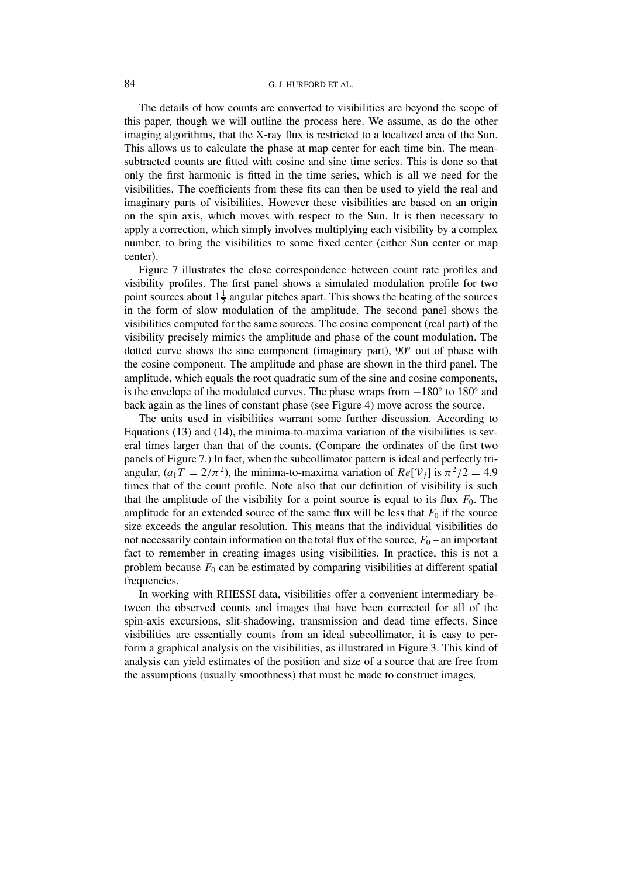The details of how counts are converted to visibilities are beyond the scope of this paper, though we will outline the process here. We assume, as do the other imaging algorithms, that the X-ray flux is restricted to a localized area of the Sun. This allows us to calculate the phase at map center for each time bin. The mean-subtracted counts are fitted with cosine and sine time series. This is done so that only the first harmonic is fitted in the time series, which is all we need for the visibilities. The coefficients from these fits can then be used to yield the real and imaginary parts of visibilities. However these visibilities are based on an origin on the spin axis, which moves with respect to the Sun. It is then necessary to apply a correction, which simply involves multiplying each visibility by a complex number, to bring the visibilities to some fixed center (either Sun center or map center).

Figure 7 illustrates the close correspondence between count rate profiles and visibility profiles. The first panel shows a simulated modulation profile for two point sources about $1\frac{1}{2}$ angular pitches apart. This shows the beating of the sources in the form of slow modulation of the amplitude. The second panel shows the visibilities computed for the same sources. The cosine component (real part) of the visibility precisely mimics the amplitude and phase of the count modulation. The dotted curve shows the sine component (imaginary part), 90° out of phase with the cosine component. The amplitude and phase are shown in the third panel. The amplitude, which equals the root quadratic sum of the sine and cosine components, is the envelope of the modulated curves. The phase wraps from −180° to 180° and back again as the lines of constant phase (see Figure 4) move across the source.

The units used in visibilities warrant some further discussion. According to Equations (13) and (14), the minima-to-maxima variation of the visibilities is several times larger than that of the counts. (Compare the ordinates of the first two panels of Figure 7.) In fact, when the subcollimator pattern is ideal and perfectly triangular, ($a_1 T = 2/\pi^2$), the minima-to-maxima variation of $Re[\mathcal{V}_j]$ is $\pi^2/2 = 4.9$ times that of the count profile. Note also that our definition of visibility is such that the amplitude of the visibility for a point source is equal to its flux $F_0$. The amplitude for an extended source of the same flux will be less that $F_0$ if the source size exceeds the angular resolution. This means that the individual visibilities do not necessarily contain information on the total flux of the source, $F_0$ – an important fact to remember in creating images using visibilities. In practice, this is not a problem because $F_0$ can be estimated by comparing visibilities at different spatial frequencies.

In working with RHESSI data, visibilities offer a convenient intermediary between the observed counts and images that have been corrected for all of the spin-axis excursions, slit-shadowing, transmission and dead time effects. Since visibilities are essentially counts from an ideal subcollimator, it is easy to perform a graphical analysis on the visibilities, as illustrated in Figure 3. This kind of analysis can yield estimates of the position and size of a source that are free from the assumptions (usually smoothness) that must be made to construct images.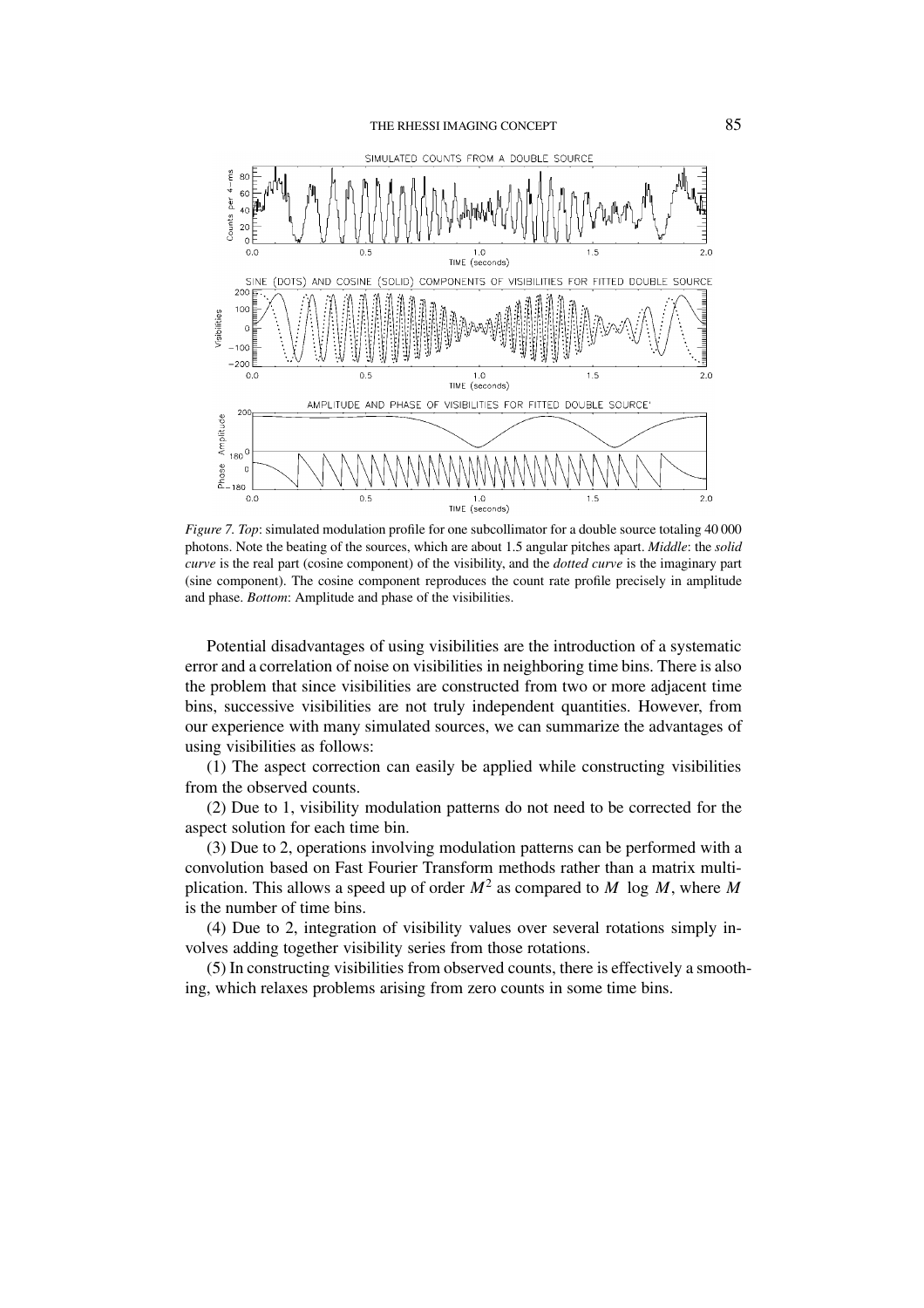*Figure 7. Top*: simulated modulation profile for one subcollimator for a double source totaling 40 000 photons. Note the beating of the sources, which are about 1.5 angular pitches apart. *Middle*: the *solid curve* is the real part (cosine component) of the visibility, and the *dotted curve* is the imaginary part (sine component). The cosine component reproduces the count rate profile precisely in amplitude and phase. *Bottom*: Amplitude and phase of the visibilities.

Potential disadvantages of using visibilities are the introduction of a systematic error and a correlation of noise on visibilities in neighboring time bins. There is also the problem that since visibilities are constructed from two or more adjacent time bins, successive visibilities are not truly independent quantities. However, from our experience with many simulated sources, we can summarize the advantages of using visibilities as follows:

(1) The aspect correction can easily be applied while constructing visibilities from the observed counts.

(2) Due to 1, visibility modulation patterns do not need to be corrected for the aspect solution for each time bin.

(3) Due to 2, operations involving modulation patterns can be performed with a convolution based on Fast Fourier Transform methods rather than a matrix multiplication. This allows a speed up of order $M^2$ as compared to $M \log M$, where $M$ is the number of time bins.

(4) Due to 2, integration of visibility values over several rotations simply involves adding together visibility series from those rotations.

(5) In constructing visibilities from observed counts, there is effectively a smoothing, which relaxes problems arising from zero counts in some time bins.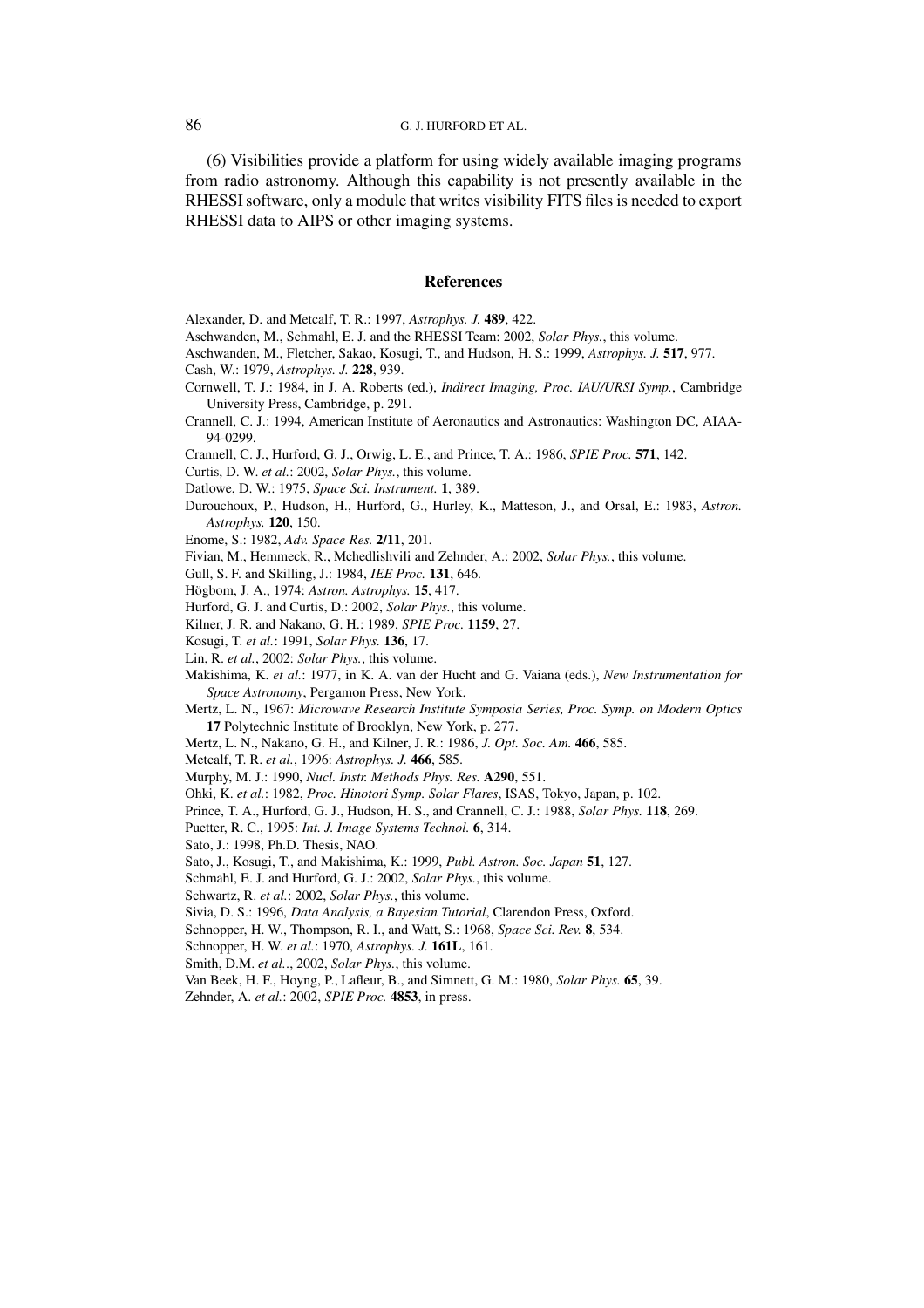(6) Visibilities provide a platform for using widely available imaging programs from radio astronomy. Although this capability is not presently available in the RHESSI software, only a module that writes visibility FITS files is needed to export RHESSI data to AIPS or other imaging systems.

## References

Alexander, D. and Metcalf, T. R.: 1997, *Astrophys. J.* **489**, 422.

Aschwanden, M., Schmahl, E. J. and the RHESSI Team: 2002, *Solar Phys.*, this volume.

Aschwanden, M., Fletcher, Sakao, Kosugi, T., and Hudson, H. S.: 1999, *Astrophys. J.* **517**, 977.

Cash, W.: 1979, *Astrophys. J.* **228**, 939.

Cornwell, T. J.: 1984, in J. A. Roberts (ed.), *Indirect Imaging, Proc. IAU/URSI Symp.*, Cambridge University Press, Cambridge, p. 291.

Crannell, C. J.: 1994, American Institute of Aeronautics and Astronautics: Washington DC, AIAA-94-0299.

Crannell, C. J., Hurford, G. J., Orwig, L. E., and Prince, T. A.: 1986, *SPIE Proc.* **571**, 142.

Curtis, D. W. *et al.*: 2002, *Solar Phys.*, this volume.

Datlowe, D. W.: 1975, *Space Sci. Instrument.* **1**, 389.

Durouchoux, P., Hudson, H., Hurford, G., Hurley, K., Matteson, J., and Orsal, E.: 1983, *Astron. Astrophys.* **120**, 150.

Enome, S.: 1982, *Adv. Space Res.* **2/11**, 201.

Fivian, M., Hemmeck, R., Mchedlishvili and Zehnder, A.: 2002, *Solar Phys.*, this volume.

Gull, S. F. and Skilling, J.: 1984, *IEE Proc.* **131**, 646.

Högbom, J. A., 1974: *Astron. Astrophys.* **15**, 417.

Hurford, G. J. and Curtis, D.: 2002, *Solar Phys.*, this volume.

Kilner, J. R. and Nakano, G. H.: 1989, *SPIE Proc.* **1159**, 27.

Kosugi, T. *et al.*: 1991, *Solar Phys.* **136**, 17.

Lin, R. *et al.*, 2002: *Solar Phys.*, this volume.

Makishima, K. *et al.*: 1977, in K. A. van der Hucht and G. Vaiana (eds.), *New Instrumentation for Space Astronomy*, Pergamon Press, New York.

Mertz, L. N., 1967: *Microwave Research Institute Symposia Series, Proc. Symp. on Modern Optics* **17** Polytechnic Institute of Brooklyn, New York, p. 277.

Mertz, L. N., Nakano, G. H., and Kilner, J. R.: 1986, *J. Opt. Soc. Am.* **466**, 585.

Metcalf, T. R. *et al.*, 1996: *Astrophys. J.* **466**, 585.

Murphy, M. J.: 1990, *Nucl. Instr. Methods Phys. Res.* **A290**, 551.

Ohki, K. *et al.*: 1982, *Proc. Hinotori Symp. Solar Flares*, ISAS, Tokyo, Japan, p. 102.

Prince, T. A., Hurford, G. J., Hudson, H. S., and Crannell, C. J.: 1988, *Solar Phys.* **118**, 269.

Puetter, R. C., 1995: *Int. J. Image Systems Technol.* **6**, 314.

Sato, J.: 1998, Ph.D. Thesis, NAO.

Sato, J., Kosugi, T., and Makishima, K.: 1999, *Publ. Astron. Soc. Japan* **51**, 127.

Schmahl, E. J. and Hurford, G. J.: 2002, *Solar Phys.*, this volume.

Schwartz, R. *et al.*: 2002, *Solar Phys.*, this volume.

Sivia, D. S.: 1996, *Data Analysis, a Bayesian Tutorial*, Clarendon Press, Oxford.

Schnopper, H. W., Thompson, R. I., and Watt, S.: 1968, *Space Sci. Rev.* **8**, 534.

Schnopper, H. W. *et al.*: 1970, *Astrophys. J.* **161L**, 161.

Smith, D.M. *et al.*., 2002, *Solar Phys.*, this volume.

Van Beek, H. F., Hoyng, P., Lafleur, B., and Simnett, G. M.: 1980, *Solar Phys.* **65**, 39.

Zehnder, A. *et al.*: 2002, *SPIE Proc.* **4853**, in press.